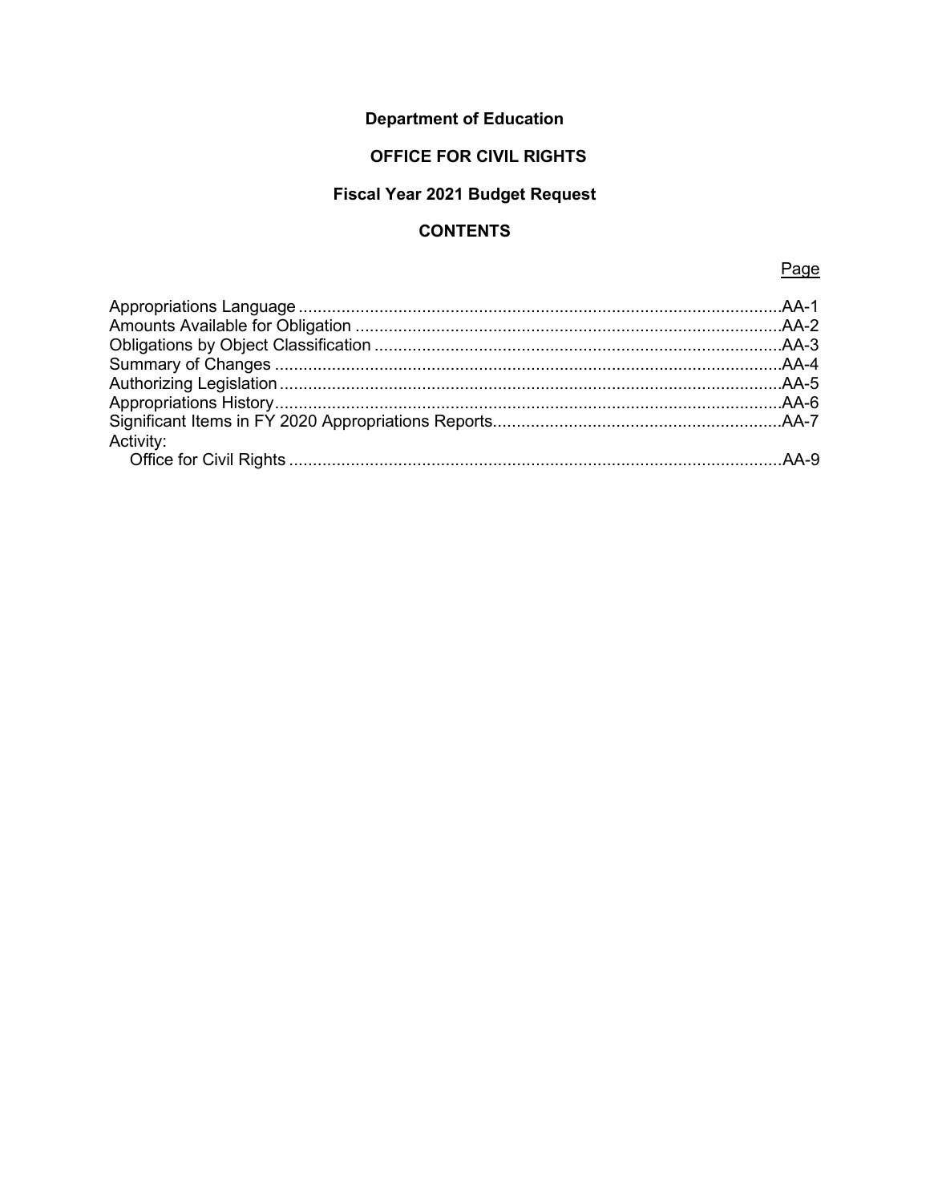# Department of Education

## OFFICE FOR CIVIL RIGHTS

## Fiscal Year 2021 Budget Request

## CONTENTS

| | Page |
|---|---|
| Appropriations Language | AA-1 |
| Amounts Available for Obligation | AA-2 |
| Obligations by Object Classification | AA-3 |
| Summary of Changes | AA-4 |
| Authorizing Legislation | AA-5 |
| Appropriations History | AA-6 |
| Significant Items in FY 2020 Appropriations Reports | AA-7 |
| Activity: | |
| Office for Civil Rights | AA-9 |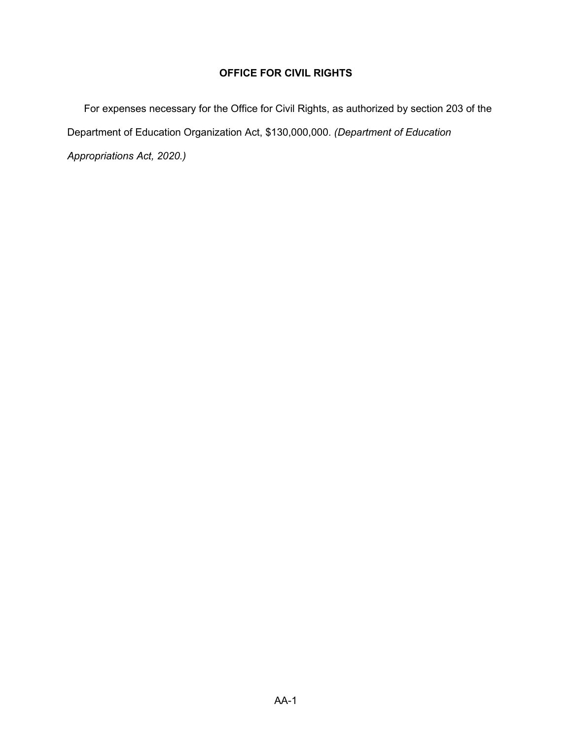# OFFICE FOR CIVIL RIGHTS

For expenses necessary for the Office for Civil Rights, as authorized by section 203 of the Department of Education Organization Act, $130,000,000. *(Department of Education Appropriations Act, 2020.)*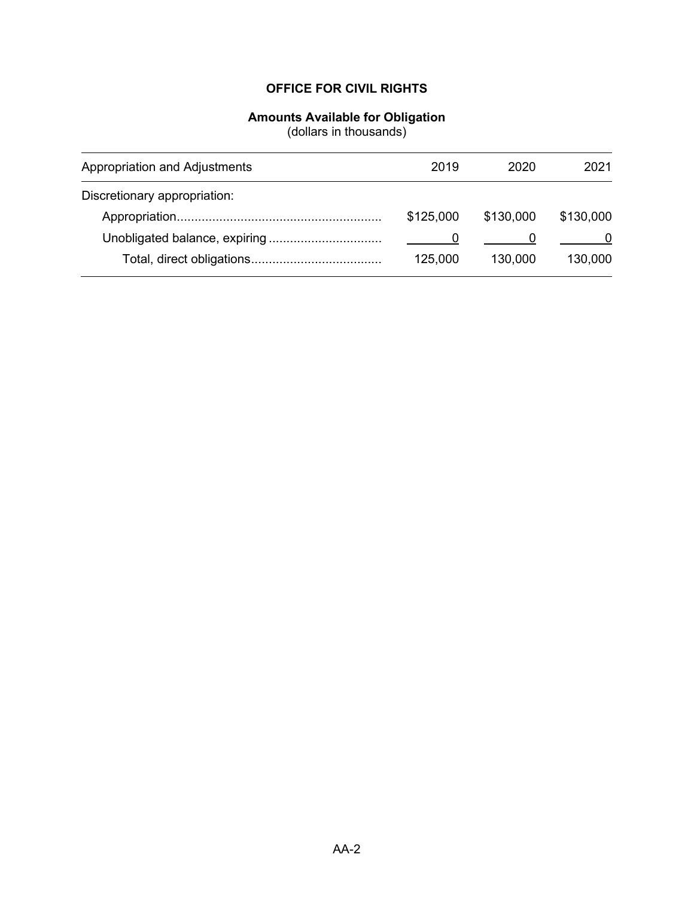# OFFICE FOR CIVIL RIGHTS

## Amounts Available for Obligation

(dollars in thousands)

| Appropriation and Adjustments | 2019 | 2020 | 2021 |
|---|---|---|---|
| Discretionary appropriation: | | | |
| Appropriation | $125,000 | $130,000 | $130,000 |
| Unobligated balance, expiring | 0 | 0 | 0 |
| Total, direct obligations | 125,000 | 130,000 | 130,000 |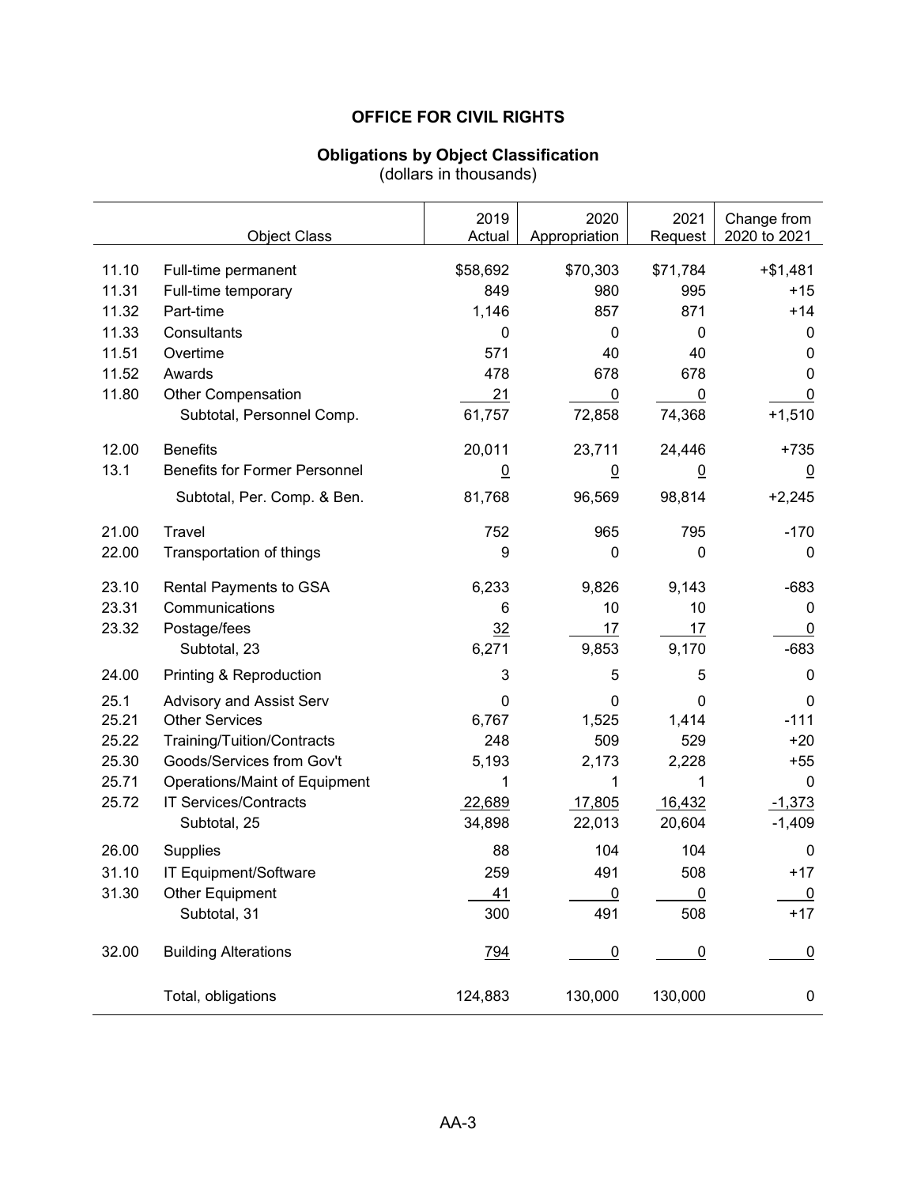# OFFICE FOR CIVIL RIGHTS

## Obligations by Object Classification

(dollars in thousands)

| | Object Class | 2019 Actual | 2020 Appropriation | 2021 Request | Change from 2020 to 2021 |
|---|---|---|---|---|---|
| 11.10 | Full-time permanent | $58,692 | $70,303 | $71,784 | +$1,481 |
| 11.31 | Full-time temporary | 849 | 980 | 995 | +15 |
| 11.32 | Part-time | 1,146 | 857 | 871 | +14 |
| 11.33 | Consultants | 0 | 0 | 0 | 0 |
| 11.51 | Overtime | 571 | 40 | 40 | 0 |
| 11.52 | Awards | 478 | 678 | 678 | 0 |
| 11.80 | Other Compensation | 21 | 0 | 0 | 0 |
| | Subtotal, Personnel Comp. | 61,757 | 72,858 | 74,368 | +1,510 |
| 12.00 | Benefits | 20,011 | 23,711 | 24,446 | +735 |
| 13.1 | Benefits for Former Personnel | 0 | 0 | 0 | 0 |
| | Subtotal, Per. Comp. & Ben. | 81,768 | 96,569 | 98,814 | +2,245 |
| 21.00 | Travel | 752 | 965 | 795 | -170 |
| 22.00 | Transportation of things | 9 | 0 | 0 | 0 |
| 23.10 | Rental Payments to GSA | 6,233 | 9,826 | 9,143 | -683 |
| 23.31 | Communications | 6 | 10 | 10 | 0 |
| 23.32 | Postage/fees | 32 | 17 | 17 | 0 |
| | Subtotal, 23 | 6,271 | 9,853 | 9,170 | -683 |
| 24.00 | Printing & Reproduction | 3 | 5 | 5 | 0 |
| 25.1 | Advisory and Assist Serv | 0 | 0 | 0 | 0 |
| 25.21 | Other Services | 6,767 | 1,525 | 1,414 | -111 |
| 25.22 | Training/Tuition/Contracts | 248 | 509 | 529 | +20 |
| 25.30 | Goods/Services from Gov't | 5,193 | 2,173 | 2,228 | +55 |
| 25.71 | Operations/Maint of Equipment | 1 | 1 | 1 | 0 |
| 25.72 | IT Services/Contracts | 22,689 | 17,805 | 16,432 | -1,373 |
| | Subtotal, 25 | 34,898 | 22,013 | 20,604 | -1,409 |
| 26.00 | Supplies | 88 | 104 | 104 | 0 |
| 31.10 | IT Equipment/Software | 259 | 491 | 508 | +17 |
| 31.30 | Other Equipment | 41 | 0 | 0 | 0 |
| | Subtotal, 31 | 300 | 491 | 508 | +17 |
| 32.00 | Building Alterations | 794 | 0 | 0 | 0 |
| | Total, obligations | 124,883 | 130,000 | 130,000 | 0 |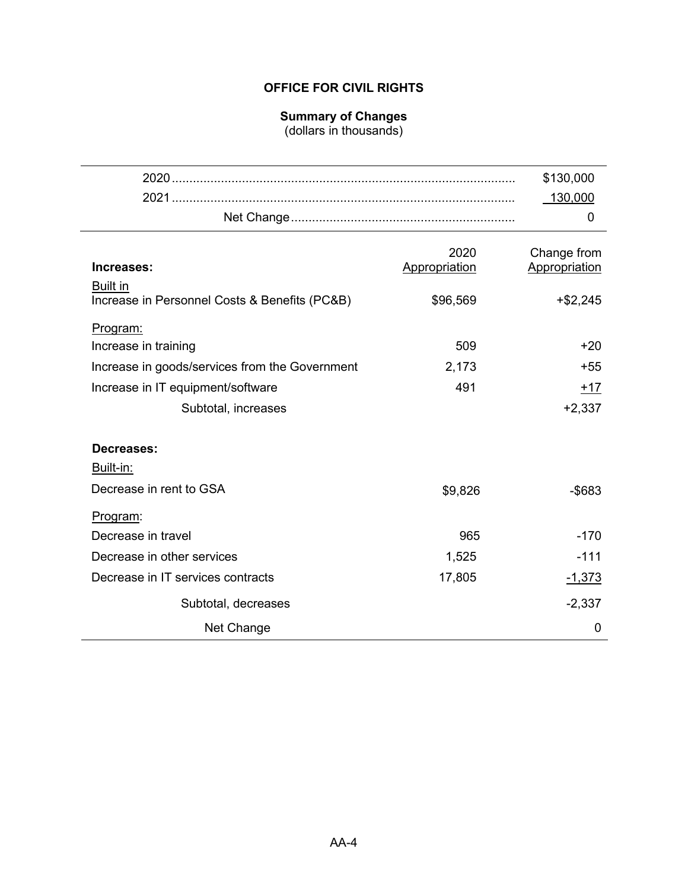# OFFICE FOR CIVIL RIGHTS

## Summary of Changes

(dollars in thousands)

| | |
|---|---|
| 2020 | $130,000 |
| 2021 | 130,000 |
| Net Change | 0 |

| Increases: | 2020 Appropriation | Change from Appropriation |
|---|---|---|
| Built in | | |
| Increase in Personnel Costs & Benefits (PC&B) | $96,569 | +$2,245 |
| Program: | | |
| Increase in training | 509 | +20 |
| Increase in goods/services from the Government | 2,173 | +55 |
| Increase in IT equipment/software | 491 | +17 |
| Subtotal, increases | | +2,337 |
| **Decreases:** | | |
| Built-in: | | |
| Decrease in rent to GSA | $9,826 | -$683 |
| Program: | | |
| Decrease in travel | 965 | -170 |
| Decrease in other services | 1,525 | -111 |
| Decrease in IT services contracts | 17,805 | -1,373 |
| Subtotal, decreases | | -2,337 |
| Net Change | | 0 |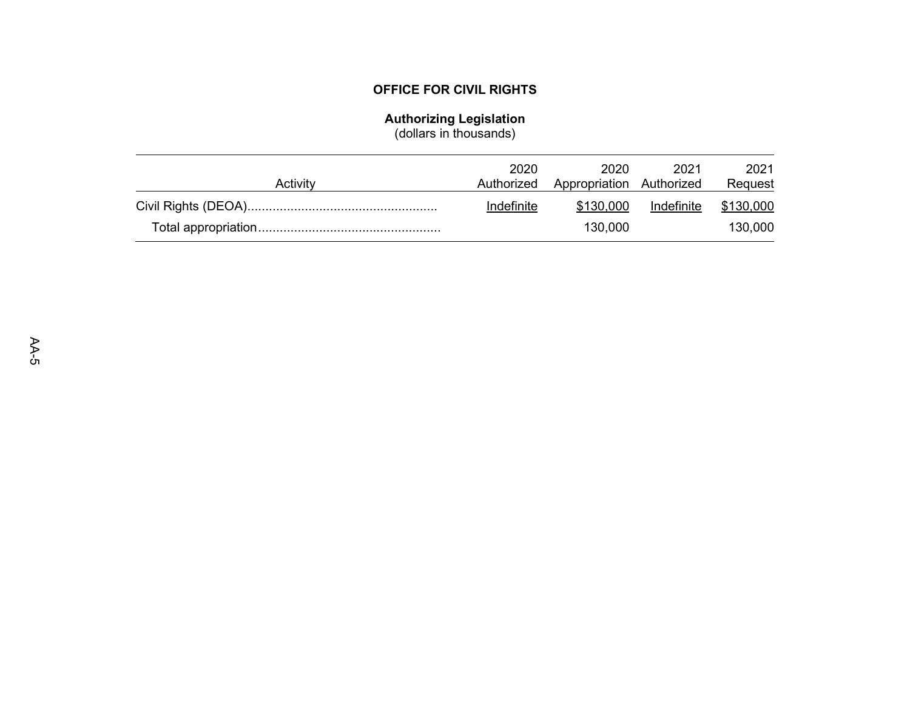## OFFICE FOR CIVIL RIGHTS

### Authorizing Legislation

(dollars in thousands)

| Activity | 2020 Authorized | 2020 Appropriation | 2021 Authorized | 2021 Request |
|---|---|---|---|---|
| Civil Rights (DEOA) | Indefinite | $130,000 | Indefinite | $130,000 |
| Total appropriation | | 130,000 | | 130,000 |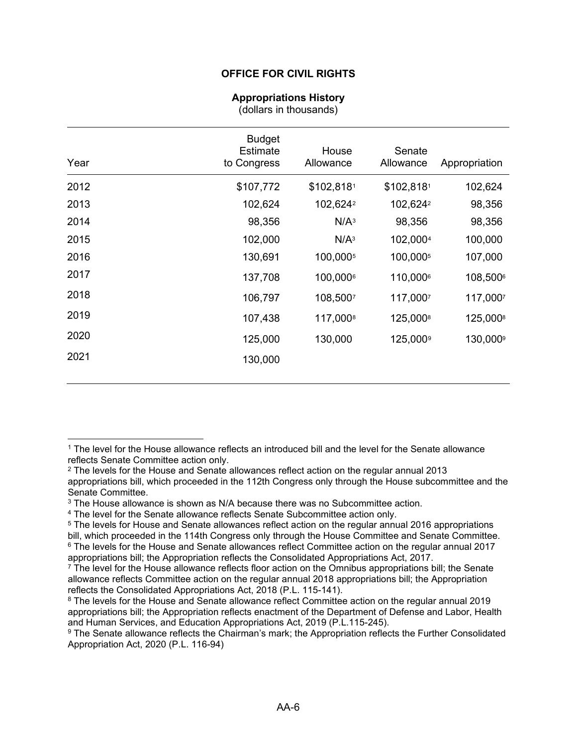## OFFICE FOR CIVIL RIGHTS

### Appropriations History

(dollars in thousands)

| Year | Budget Estimate to Congress | House Allowance | Senate Allowance | Appropriation |
|---|---|---|---|---|
| 2012 | $107,772 | $102,818[1] | $102,818[1] | 102,624 |
| 2013 | 102,624 | 102,624[2] | 102,624[2] | 98,356 |
| 2014 | 98,356 | N/A[3] | 98,356 | 98,356 |
| 2015 | 102,000 | N/A[3] | 102,000[4] | 100,000 |
| 2016 | 130,691 | 100,000[5] | 100,000[5] | 107,000 |
| 2017 | 137,708 | 100,000[6] | 110,000[6] | 108,500[6] |
| 2018 | 106,797 | 108,500[7] | 117,000[7] | 117,000[7] |
| 2019 | 107,438 | 117,000[8] | 125,000[8] | 125,000[8] |
| 2020 | 125,000 | 130,000 | 125,000[9] | 130,000[9] |
| 2021 | 130,000 | | | |

[1] The level for the House allowance reflects an introduced bill and the level for the Senate allowance reflects Senate Committee action only.

[2] The levels for the House and Senate allowances reflect action on the regular annual 2013 appropriations bill, which proceeded in the 112th Congress only through the House subcommittee and the Senate Committee.

[3] The House allowance is shown as N/A because there was no Subcommittee action.

[4] The level for the Senate allowance reflects Senate Subcommittee action only.

[5] The levels for House and Senate allowances reflect action on the regular annual 2016 appropriations bill, which proceeded in the 114th Congress only through the House Committee and Senate Committee.

[6] The levels for the House and Senate allowances reflect Committee action on the regular annual 2017 appropriations bill; the Appropriation reflects the Consolidated Appropriations Act, 2017.

[7] The level for the House allowance reflects floor action on the Omnibus appropriations bill; the Senate allowance reflects Committee action on the regular annual 2018 appropriations bill; the Appropriation reflects the Consolidated Appropriations Act, 2018 (P.L. 115-141).

[8] The levels for the House and Senate allowance reflect Committee action on the regular annual 2019 appropriations bill; the Appropriation reflects enactment of the Department of Defense and Labor, Health and Human Services, and Education Appropriations Act, 2019 (P.L.115-245).

[9] The Senate allowance reflects the Chairman's mark; the Appropriation reflects the Further Consolidated Appropriation Act, 2020 (P.L. 116-94)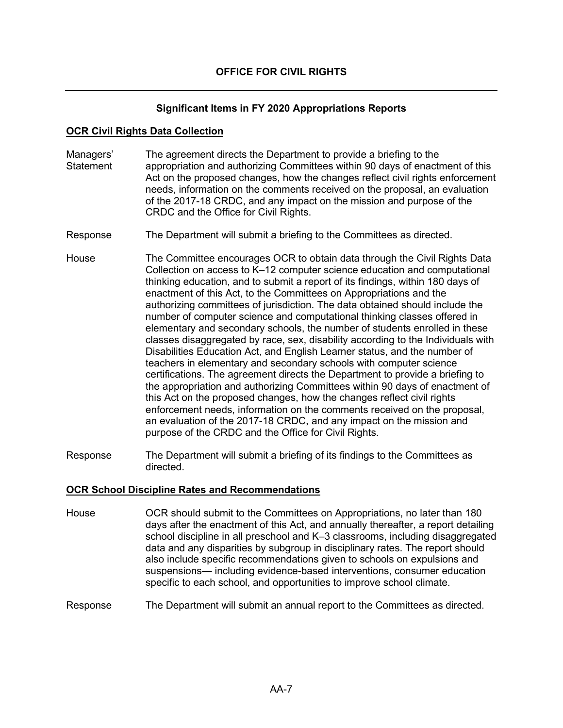## OFFICE FOR CIVIL RIGHTS

---

### Significant Items in FY 2020 Appropriations Reports

**OCR Civil Rights Data Collection**

Managers' Statement — The agreement directs the Department to provide a briefing to the appropriation and authorizing Committees within 90 days of enactment of this Act on the proposed changes, how the changes reflect civil rights enforcement needs, information on the comments received on the proposal, an evaluation of the 2017-18 CRDC, and any impact on the mission and purpose of the CRDC and the Office for Civil Rights.

Response — The Department will submit a briefing to the Committees as directed.

House — The Committee encourages OCR to obtain data through the Civil Rights Data Collection on access to K–12 computer science education and computational thinking education, and to submit a report of its findings, within 180 days of enactment of this Act, to the Committees on Appropriations and the authorizing committees of jurisdiction. The data obtained should include the number of computer science and computational thinking classes offered in elementary and secondary schools, the number of students enrolled in these classes disaggregated by race, sex, disability according to the Individuals with Disabilities Education Act, and English Learner status, and the number of teachers in elementary and secondary schools with computer science certifications. The agreement directs the Department to provide a briefing to the appropriation and authorizing Committees within 90 days of enactment of this Act on the proposed changes, how the changes reflect civil rights enforcement needs, information on the comments received on the proposal, an evaluation of the 2017-18 CRDC, and any impact on the mission and purpose of the CRDC and the Office for Civil Rights.

Response — The Department will submit a briefing of its findings to the Committees as directed.

**OCR School Discipline Rates and Recommendations**

House — OCR should submit to the Committees on Appropriations, no later than 180 days after the enactment of this Act, and annually thereafter, a report detailing school discipline in all preschool and K–3 classrooms, including disaggregated data and any disparities by subgroup in disciplinary rates. The report should also include specific recommendations given to schools on expulsions and suspensions— including evidence-based interventions, consumer education specific to each school, and opportunities to improve school climate.

Response — The Department will submit an annual report to the Committees as directed.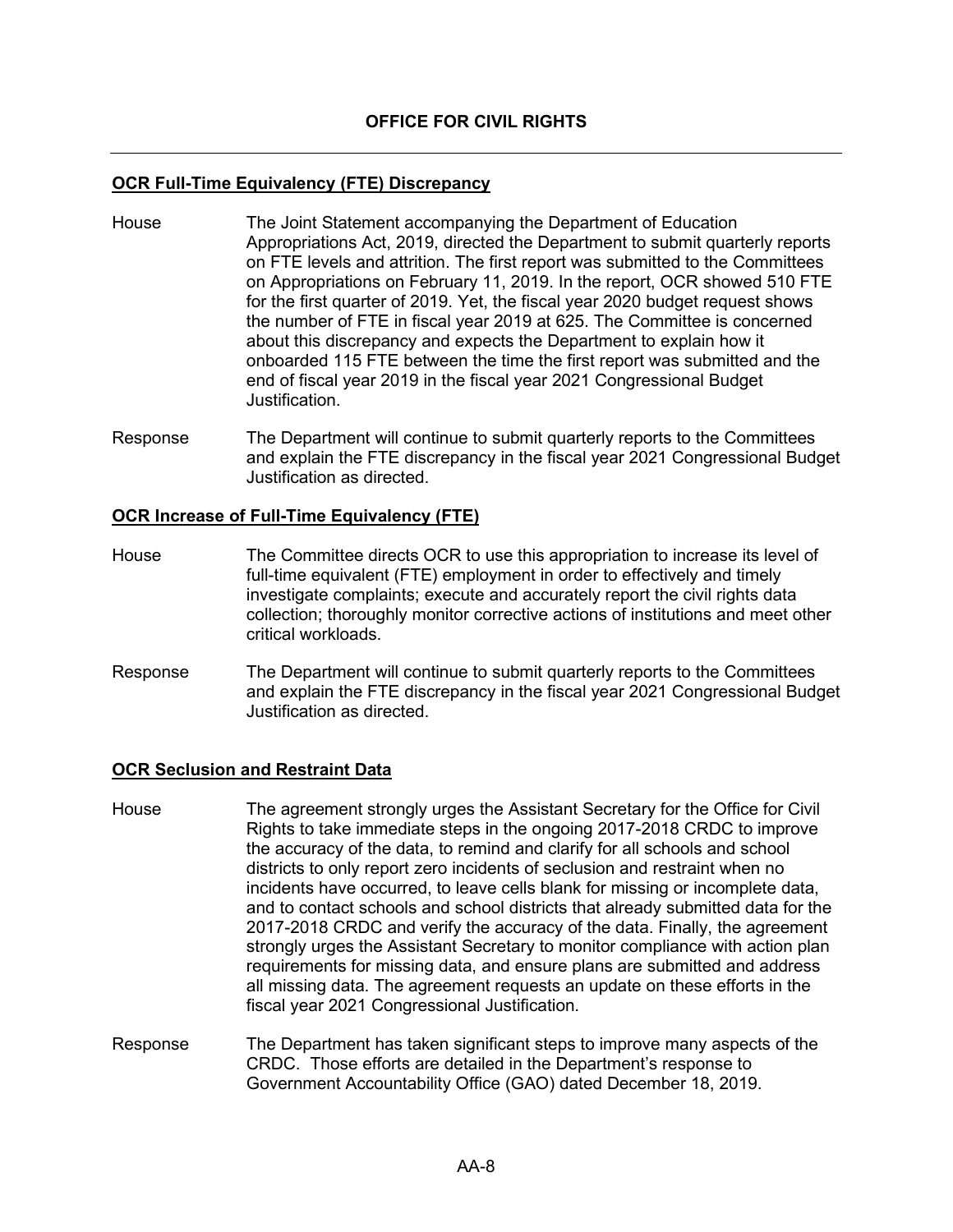## OFFICE FOR CIVIL RIGHTS

---

**OCR Full-Time Equivalency (FTE) Discrepancy**

House The Joint Statement accompanying the Department of Education Appropriations Act, 2019, directed the Department to submit quarterly reports on FTE levels and attrition. The first report was submitted to the Committees on Appropriations on February 11, 2019. In the report, OCR showed 510 FTE for the first quarter of 2019. Yet, the fiscal year 2020 budget request shows the number of FTE in fiscal year 2019 at 625. The Committee is concerned about this discrepancy and expects the Department to explain how it onboarded 115 FTE between the time the first report was submitted and the end of fiscal year 2019 in the fiscal year 2021 Congressional Budget Justification.

Response The Department will continue to submit quarterly reports to the Committees and explain the FTE discrepancy in the fiscal year 2021 Congressional Budget Justification as directed.

**OCR Increase of Full-Time Equivalency (FTE)**

House The Committee directs OCR to use this appropriation to increase its level of full-time equivalent (FTE) employment in order to effectively and timely investigate complaints; execute and accurately report the civil rights data collection; thoroughly monitor corrective actions of institutions and meet other critical workloads.

Response The Department will continue to submit quarterly reports to the Committees and explain the FTE discrepancy in the fiscal year 2021 Congressional Budget Justification as directed.

**OCR Seclusion and Restraint Data**

House The agreement strongly urges the Assistant Secretary for the Office for Civil Rights to take immediate steps in the ongoing 2017-2018 CRDC to improve the accuracy of the data, to remind and clarify for all schools and school districts to only report zero incidents of seclusion and restraint when no incidents have occurred, to leave cells blank for missing or incomplete data, and to contact schools and school districts that already submitted data for the 2017-2018 CRDC and verify the accuracy of the data. Finally, the agreement strongly urges the Assistant Secretary to monitor compliance with action plan requirements for missing data, and ensure plans are submitted and address all missing data. The agreement requests an update on these efforts in the fiscal year 2021 Congressional Justification.

Response The Department has taken significant steps to improve many aspects of the CRDC. Those efforts are detailed in the Department's response to Government Accountability Office (GAO) dated December 18, 2019.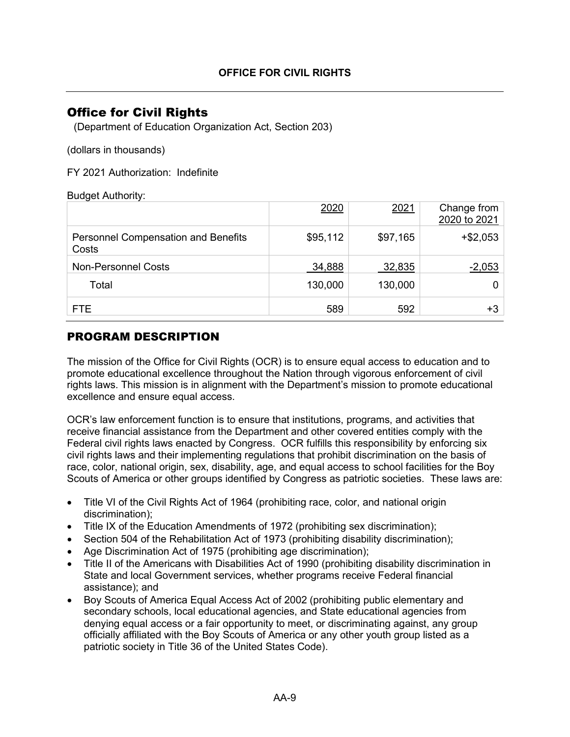## Office for Civil Rights

(Department of Education Organization Act, Section 203)

(dollars in thousands)

FY 2021 Authorization: Indefinite

Budget Authority:

| | 2020 | 2021 | Change from 2020 to 2021 |
|---|---|---|---|
| Personnel Compensation and Benefits Costs | $95,112 | $97,165 | +$2,053 |
| Non-Personnel Costs | 34,888 | 32,835 | -2,053 |
| Total | 130,000 | 130,000 | 0 |
| FTE | 589 | 592 | +3 |

## PROGRAM DESCRIPTION

The mission of the Office for Civil Rights (OCR) is to ensure equal access to education and to promote educational excellence throughout the Nation through vigorous enforcement of civil rights laws. This mission is in alignment with the Department's mission to promote educational excellence and ensure equal access.

OCR's law enforcement function is to ensure that institutions, programs, and activities that receive financial assistance from the Department and other covered entities comply with the Federal civil rights laws enacted by Congress. OCR fulfills this responsibility by enforcing six civil rights laws and their implementing regulations that prohibit discrimination on the basis of race, color, national origin, sex, disability, age, and equal access to school facilities for the Boy Scouts of America or other groups identified by Congress as patriotic societies. These laws are:

- Title VI of the Civil Rights Act of 1964 (prohibiting race, color, and national origin discrimination);
- Title IX of the Education Amendments of 1972 (prohibiting sex discrimination);
- Section 504 of the Rehabilitation Act of 1973 (prohibiting disability discrimination);
- Age Discrimination Act of 1975 (prohibiting age discrimination);
- Title II of the Americans with Disabilities Act of 1990 (prohibiting disability discrimination in State and local Government services, whether programs receive Federal financial assistance); and
- Boy Scouts of America Equal Access Act of 2002 (prohibiting public elementary and secondary schools, local educational agencies, and State educational agencies from denying equal access or a fair opportunity to meet, or discriminating against, any group officially affiliated with the Boy Scouts of America or any other youth group listed as a patriotic society in Title 36 of the United States Code).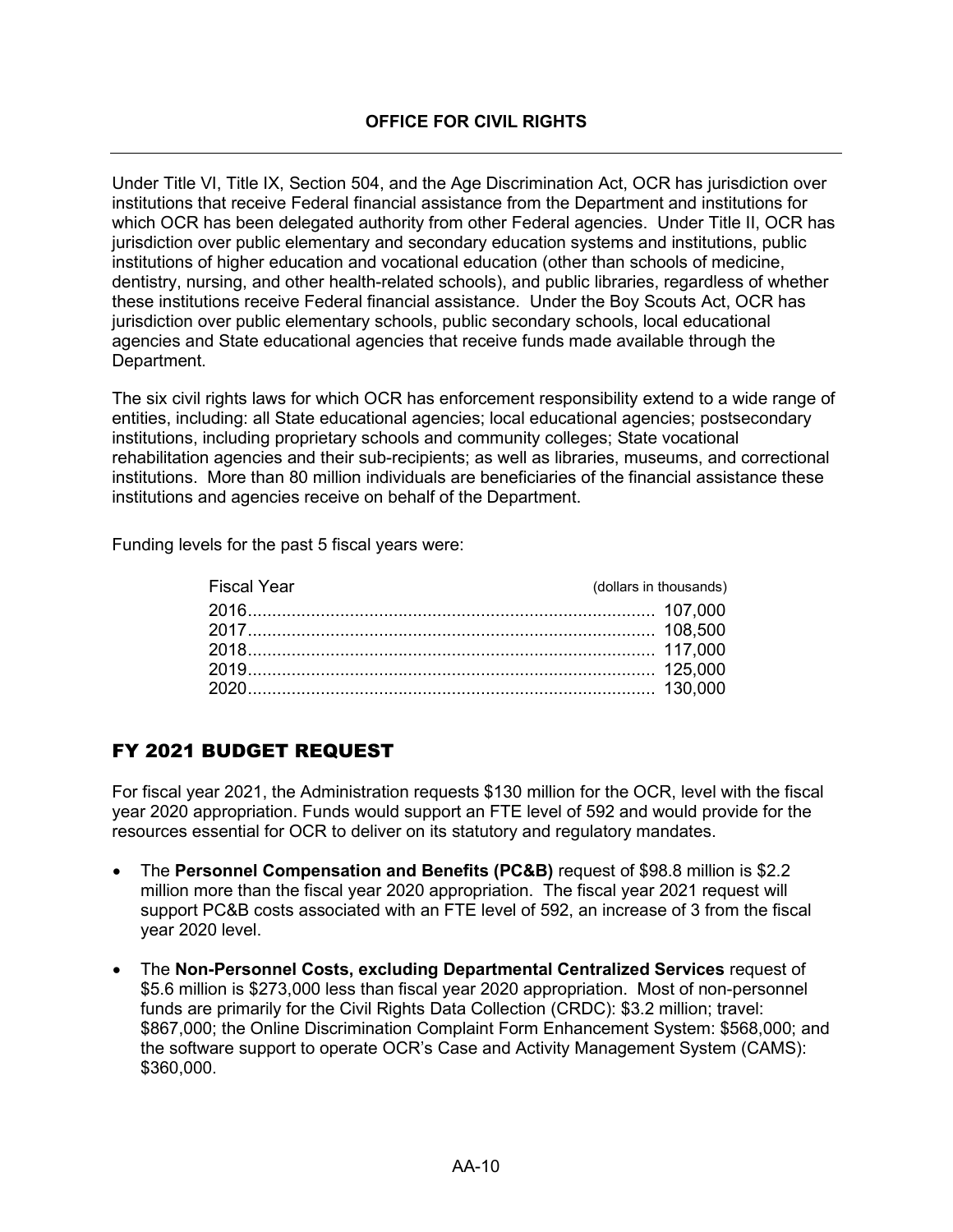## OFFICE FOR CIVIL RIGHTS

Under Title VI, Title IX, Section 504, and the Age Discrimination Act, OCR has jurisdiction over institutions that receive Federal financial assistance from the Department and institutions for which OCR has been delegated authority from other Federal agencies. Under Title II, OCR has jurisdiction over public elementary and secondary education systems and institutions, public institutions of higher education and vocational education (other than schools of medicine, dentistry, nursing, and other health-related schools), and public libraries, regardless of whether these institutions receive Federal financial assistance. Under the Boy Scouts Act, OCR has jurisdiction over public elementary schools, public secondary schools, local educational agencies and State educational agencies that receive funds made available through the Department.

The six civil rights laws for which OCR has enforcement responsibility extend to a wide range of entities, including: all State educational agencies; local educational agencies; postsecondary institutions, including proprietary schools and community colleges; State vocational rehabilitation agencies and their sub-recipients; as well as libraries, museums, and correctional institutions. More than 80 million individuals are beneficiaries of the financial assistance these institutions and agencies receive on behalf of the Department.

Funding levels for the past 5 fiscal years were:

| Fiscal Year | (dollars in thousands) |
|---|---|
| 2016 | 107,000 |
| 2017 | 108,500 |
| 2018 | 117,000 |
| 2019 | 125,000 |
| 2020 | 130,000 |

## FY 2021 BUDGET REQUEST

For fiscal year 2021, the Administration requests $130 million for the OCR, level with the fiscal year 2020 appropriation. Funds would support an FTE level of 592 and would provide for the resources essential for OCR to deliver on its statutory and regulatory mandates.

- The **Personnel Compensation and Benefits (PC&B)** request of $98.8 million is $2.2 million more than the fiscal year 2020 appropriation. The fiscal year 2021 request will support PC&B costs associated with an FTE level of 592, an increase of 3 from the fiscal year 2020 level.
- The **Non-Personnel Costs, excluding Departmental Centralized Services** request of $5.6 million is $273,000 less than fiscal year 2020 appropriation. Most of non-personnel funds are primarily for the Civil Rights Data Collection (CRDC): $3.2 million; travel: $867,000; the Online Discrimination Complaint Form Enhancement System: $568,000; and the software support to operate OCR's Case and Activity Management System (CAMS): $360,000.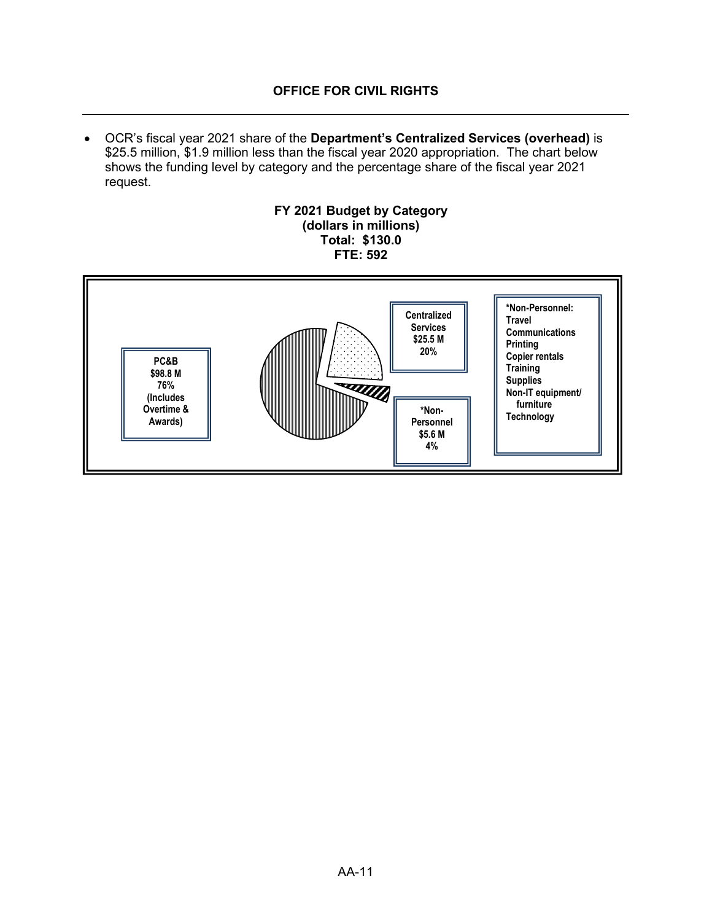## OFFICE FOR CIVIL RIGHTS

- OCR's fiscal year 2021 share of the **Department's Centralized Services (overhead)** is $25.5 million, $1.9 million less than the fiscal year 2020 appropriation. The chart below shows the funding level by category and the percentage share of the fiscal year 2021 request.

**FY 2021 Budget by Category**
**(dollars in millions)**
**Total: $130.0**
**FTE: 592**

PC&B
$98.8 M
76%
(Includes Overtime & Awards)

Centralized Services
$25.5 M
20%

*Non-Personnel
$5.6 M
4%

*Non-Personnel:
Travel
Communications
Printing
Copier rentals
Training
Supplies
Non-IT equipment/ furniture
Technology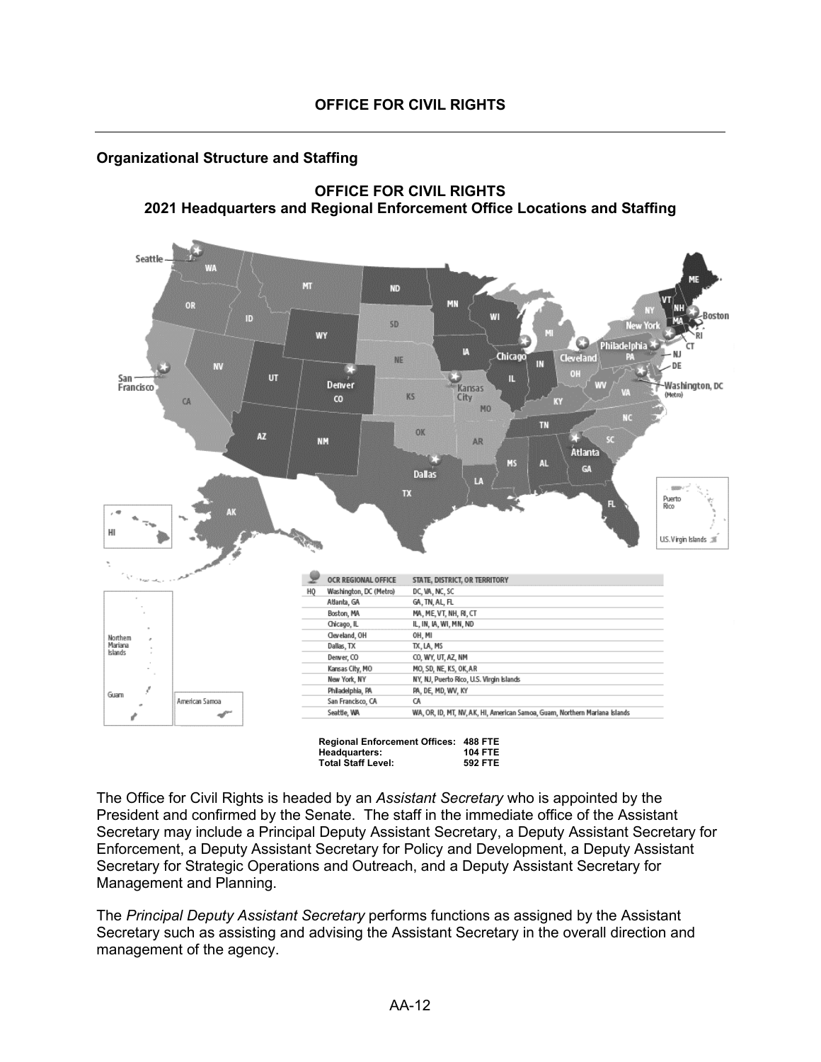# OFFICE FOR CIVIL RIGHTS

## Organizational Structure and Staffing

**OFFICE FOR CIVIL RIGHTS**
**2021 Headquarters and Regional Enforcement Office Locations and Staffing**

| | OCR REGIONAL OFFICE | STATE, DISTRICT, OR TERRITORY |
|---|---|---|
| HQ | Washington, DC (Metro) | DC, VA, NC, SC |
| | Atlanta, GA | GA, TN, AL, FL |
| | Boston, MA | MA, ME, VT, NH, RI, CT |
| | Chicago, IL | IL, IN, IA, WI, MN, ND |
| | Cleveland, OH | OH, MI |
| | Dallas, TX | TX, LA, MS |
| | Denver, CO | CO, WY, UT, AZ, NM |
| | Kansas City, MO | MO, SD, NE, KS, OK, AR |
| | New York, NY | NY, NJ, Puerto Rico, U.S. Virgin Islands |
| | Philadelphia, PA | PA, DE, MD, WV, KY |
| | San Francisco, CA | CA |
| | Seattle, WA | WA, OR, ID, MT, NV, AK, HI, American Samoa, Guam, Northern Mariana Islands |

| | |
|---|---|
| **Regional Enforcement Offices:** | **488 FTE** |
| **Headquarters:** | **104 FTE** |
| **Total Staff Level:** | **592 FTE** |

The Office for Civil Rights is headed by an *Assistant Secretary* who is appointed by the President and confirmed by the Senate. The staff in the immediate office of the Assistant Secretary may include a Principal Deputy Assistant Secretary, a Deputy Assistant Secretary for Enforcement, a Deputy Assistant Secretary for Policy and Development, a Deputy Assistant Secretary for Strategic Operations and Outreach, and a Deputy Assistant Secretary for Management and Planning.

The *Principal Deputy Assistant Secretary* performs functions as assigned by the Assistant Secretary such as assisting and advising the Assistant Secretary in the overall direction and management of the agency.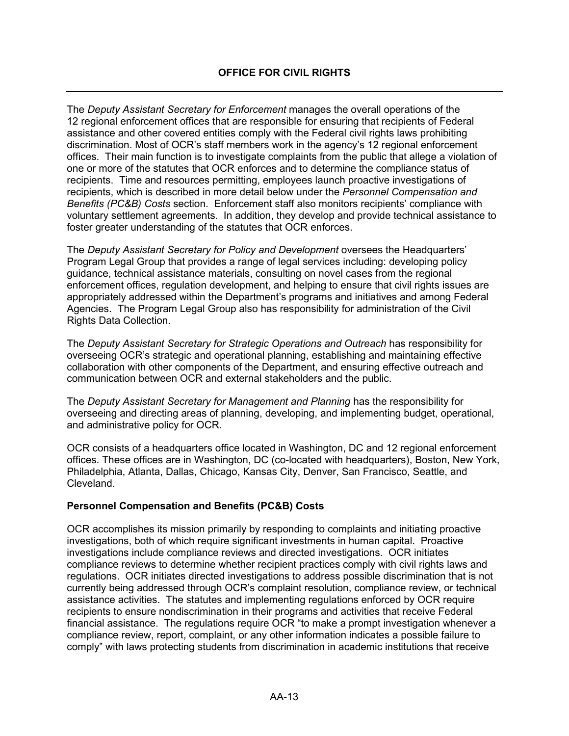## OFFICE FOR CIVIL RIGHTS

The *Deputy Assistant Secretary for Enforcement* manages the overall operations of the 12 regional enforcement offices that are responsible for ensuring that recipients of Federal assistance and other covered entities comply with the Federal civil rights laws prohibiting discrimination. Most of OCR's staff members work in the agency's 12 regional enforcement offices. Their main function is to investigate complaints from the public that allege a violation of one or more of the statutes that OCR enforces and to determine the compliance status of recipients. Time and resources permitting, employees launch proactive investigations of recipients, which is described in more detail below under the *Personnel Compensation and Benefits (PC&B) Costs* section. Enforcement staff also monitors recipients' compliance with voluntary settlement agreements. In addition, they develop and provide technical assistance to foster greater understanding of the statutes that OCR enforces.

The *Deputy Assistant Secretary for Policy and Development* oversees the Headquarters' Program Legal Group that provides a range of legal services including: developing policy guidance, technical assistance materials, consulting on novel cases from the regional enforcement offices, regulation development, and helping to ensure that civil rights issues are appropriately addressed within the Department's programs and initiatives and among Federal Agencies. The Program Legal Group also has responsibility for administration of the Civil Rights Data Collection.

The *Deputy Assistant Secretary for Strategic Operations and Outreach* has responsibility for overseeing OCR's strategic and operational planning, establishing and maintaining effective collaboration with other components of the Department, and ensuring effective outreach and communication between OCR and external stakeholders and the public.

The *Deputy Assistant Secretary for Management and Planning* has the responsibility for overseeing and directing areas of planning, developing, and implementing budget, operational, and administrative policy for OCR.

OCR consists of a headquarters office located in Washington, DC and 12 regional enforcement offices. These offices are in Washington, DC (co-located with headquarters), Boston, New York, Philadelphia, Atlanta, Dallas, Chicago, Kansas City, Denver, San Francisco, Seattle, and Cleveland.

### Personnel Compensation and Benefits (PC&B) Costs

OCR accomplishes its mission primarily by responding to complaints and initiating proactive investigations, both of which require significant investments in human capital. Proactive investigations include compliance reviews and directed investigations. OCR initiates compliance reviews to determine whether recipient practices comply with civil rights laws and regulations. OCR initiates directed investigations to address possible discrimination that is not currently being addressed through OCR's complaint resolution, compliance review, or technical assistance activities. The statutes and implementing regulations enforced by OCR require recipients to ensure nondiscrimination in their programs and activities that receive Federal financial assistance. The regulations require OCR "to make a prompt investigation whenever a compliance review, report, complaint, or any other information indicates a possible failure to comply" with laws protecting students from discrimination in academic institutions that receive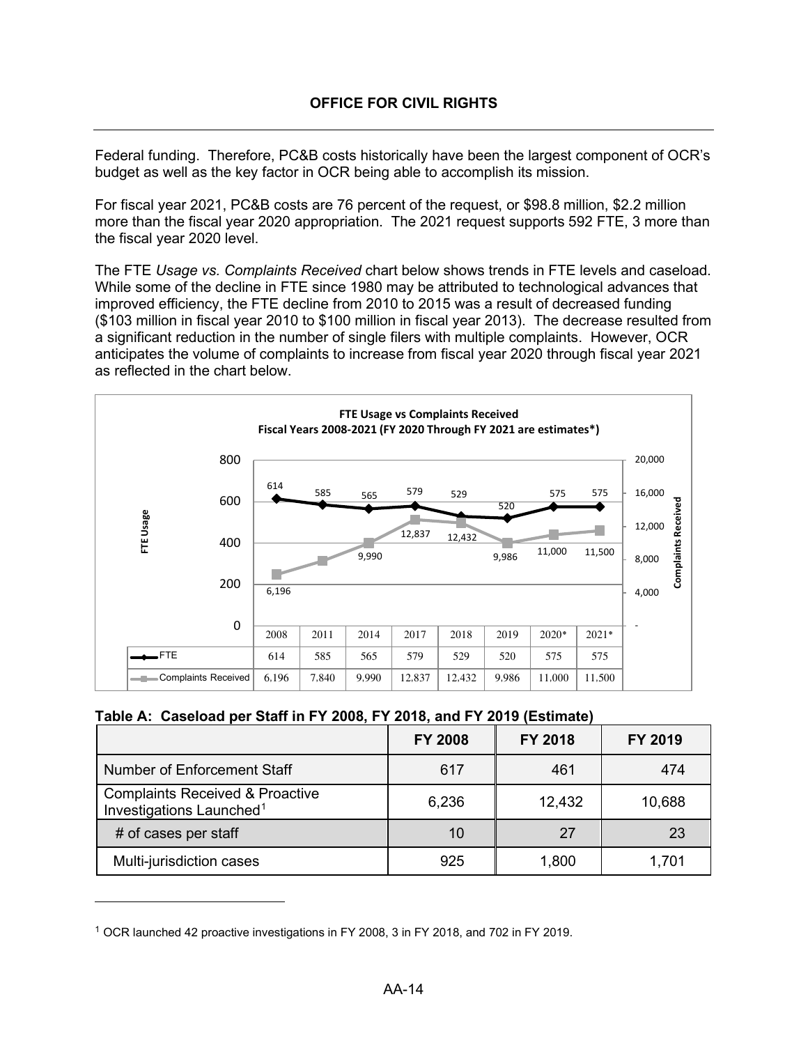Federal funding. Therefore, PC&B costs historically have been the largest component of OCR's budget as well as the key factor in OCR being able to accomplish its mission.

For fiscal year 2021, PC&B costs are 76 percent of the request, or $98.8 million, $2.2 million more than the fiscal year 2020 appropriation. The 2021 request supports 592 FTE, 3 more than the fiscal year 2020 level.

The FTE *Usage vs. Complaints Received* chart below shows trends in FTE levels and caseload. While some of the decline in FTE since 1980 may be attributed to technological advances that improved efficiency, the FTE decline from 2010 to 2015 was a result of decreased funding ($103 million in fiscal year 2010 to $100 million in fiscal year 2013). The decrease resulted from a significant reduction in the number of single filers with multiple complaints. However, OCR anticipates the volume of complaints to increase from fiscal year 2020 through fiscal year 2021 as reflected in the chart below.

**FTE Usage vs Complaints Received**
**Fiscal Years 2008-2021 (FY 2020 Through FY 2021 are estimates*)**

| | 2008 | 2011 | 2014 | 2017 | 2018 | 2019 | 2020* | 2021* |
|---|---|---|---|---|---|---|---|---|
| FTE | 614 | 585 | 565 | 579 | 529 | 520 | 575 | 575 |
| Complaints Received | 6,196 | 7,840 | 9,990 | 12,837 | 12,432 | 9,986 | 11,000 | 11,500 |

**Table A: Caseload per Staff in FY 2008, FY 2018, and FY 2019 (Estimate)**

| | FY 2008 | FY 2018 | FY 2019 |
|---|---|---|---|
| Number of Enforcement Staff | 617 | 461 | 474 |
| Complaints Received & Proactive Investigations Launched[1] | 6,236 | 12,432 | 10,688 |
| # of cases per staff | 10 | 27 | 23 |
| Multi-jurisdiction cases | 925 | 1,800 | 1,701 |

[1] OCR launched 42 proactive investigations in FY 2008, 3 in FY 2018, and 702 in FY 2019.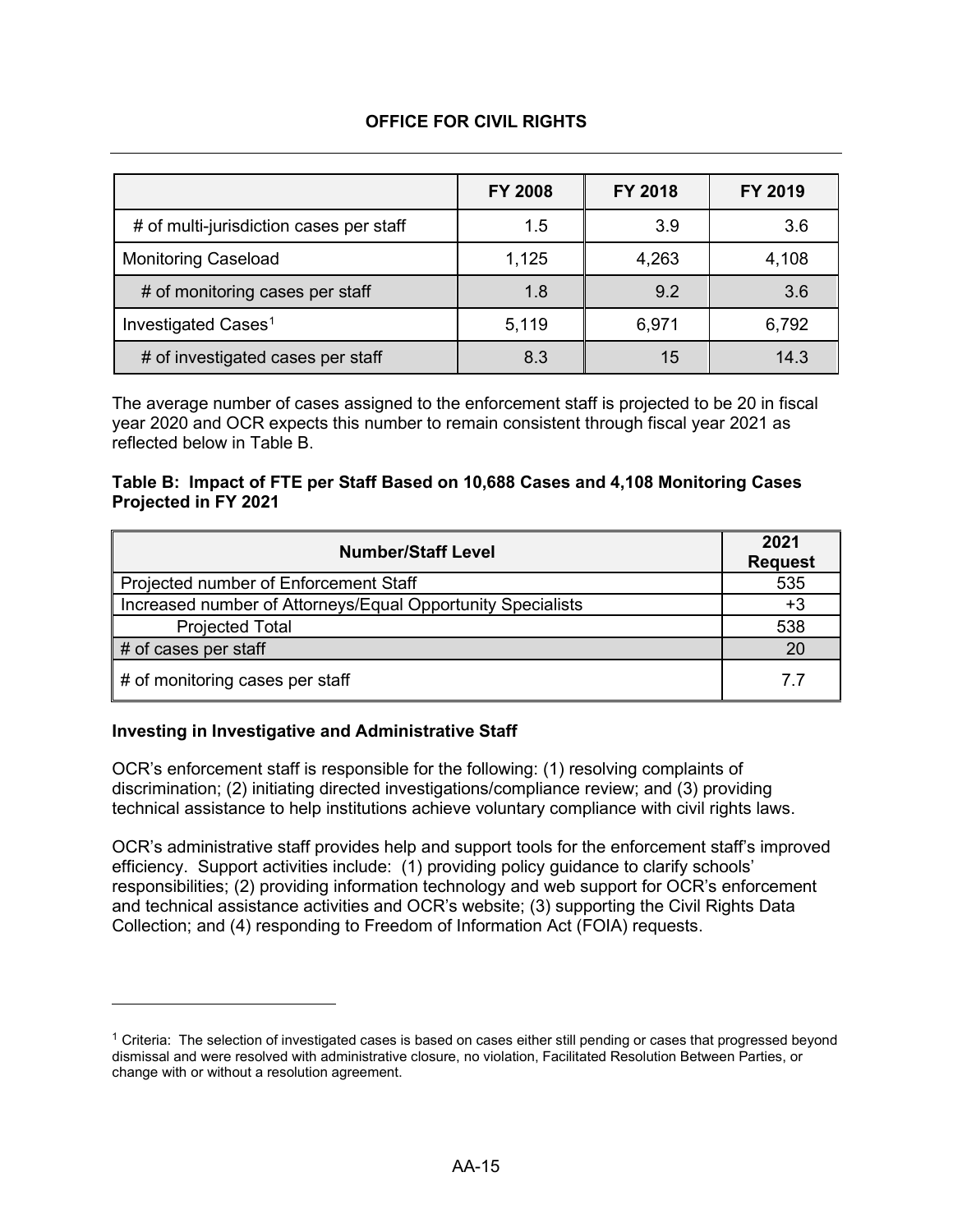# OFFICE FOR CIVIL RIGHTS

| | FY 2008 | FY 2018 | FY 2019 |
|---|---|---|---|
| # of multi-jurisdiction cases per staff | 1.5 | 3.9 | 3.6 |
| Monitoring Caseload | 1,125 | 4,263 | 4,108 |
| # of monitoring cases per staff | 1.8 | 9.2 | 3.6 |
| Investigated Cases[1] | 5,119 | 6,971 | 6,792 |
| # of investigated cases per staff | 8.3 | 15 | 14.3 |

The average number of cases assigned to the enforcement staff is projected to be 20 in fiscal year 2020 and OCR expects this number to remain consistent through fiscal year 2021 as reflected below in Table B.

**Table B: Impact of FTE per Staff Based on 10,688 Cases and 4,108 Monitoring Cases Projected in FY 2021**

| Number/Staff Level | 2021 Request |
|---|---|
| Projected number of Enforcement Staff | 535 |
| Increased number of Attorneys/Equal Opportunity Specialists | +3 |
| Projected Total | 538 |
| # of cases per staff | 20 |
| # of monitoring cases per staff | 7.7 |

### Investing in Investigative and Administrative Staff

OCR's enforcement staff is responsible for the following: (1) resolving complaints of discrimination; (2) initiating directed investigations/compliance review; and (3) providing technical assistance to help institutions achieve voluntary compliance with civil rights laws.

OCR's administrative staff provides help and support tools for the enforcement staff's improved efficiency. Support activities include: (1) providing policy guidance to clarify schools' responsibilities; (2) providing information technology and web support for OCR's enforcement and technical assistance activities and OCR's website; (3) supporting the Civil Rights Data Collection; and (4) responding to Freedom of Information Act (FOIA) requests.

[1] Criteria: The selection of investigated cases is based on cases either still pending or cases that progressed beyond dismissal and were resolved with administrative closure, no violation, Facilitated Resolution Between Parties, or change with or without a resolution agreement.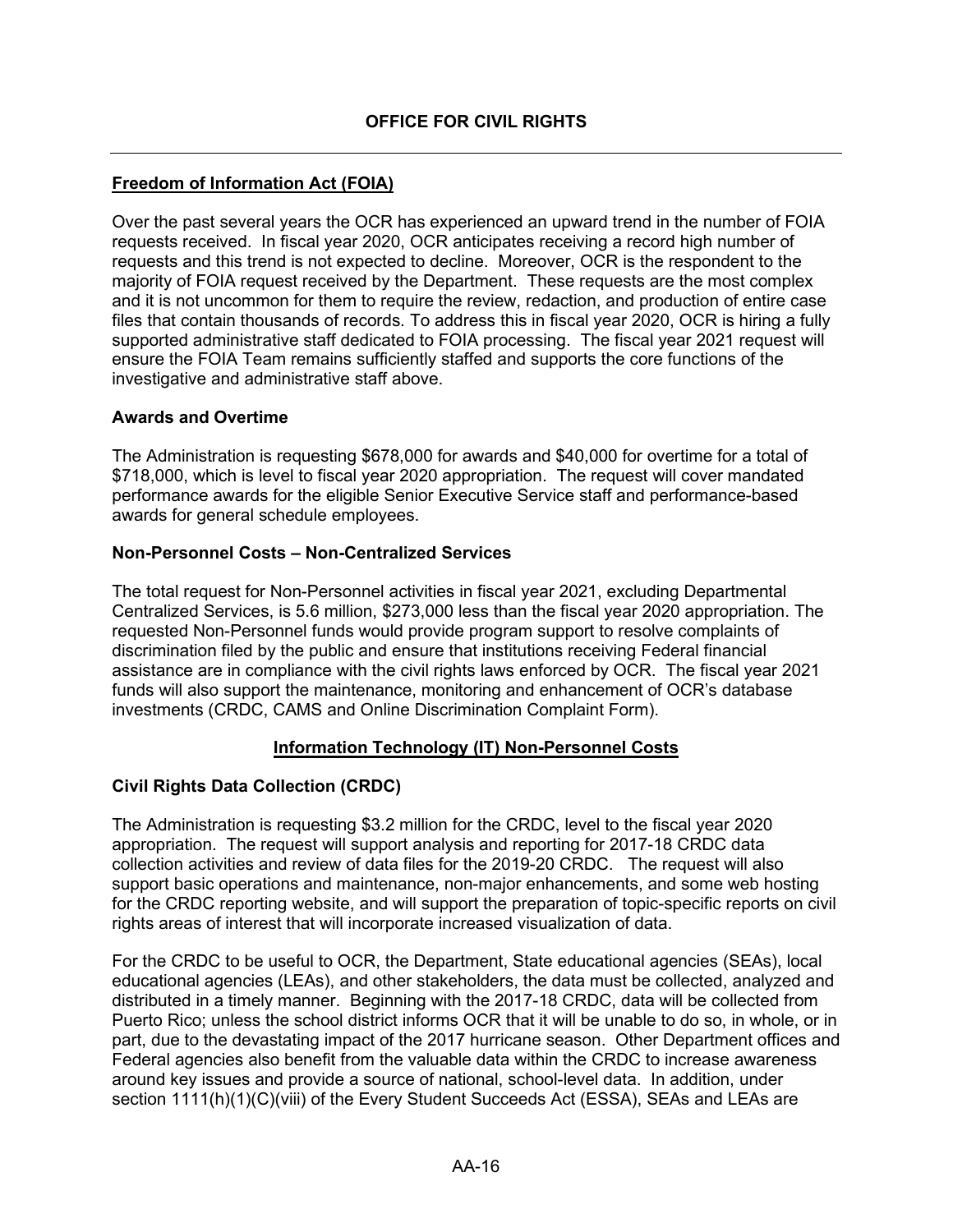# OFFICE FOR CIVIL RIGHTS

---

**Freedom of Information Act (FOIA)**

Over the past several years the OCR has experienced an upward trend in the number of FOIA requests received. In fiscal year 2020, OCR anticipates receiving a record high number of requests and this trend is not expected to decline. Moreover, OCR is the respondent to the majority of FOIA request received by the Department. These requests are the most complex and it is not uncommon for them to require the review, redaction, and production of entire case files that contain thousands of records. To address this in fiscal year 2020, OCR is hiring a fully supported administrative staff dedicated to FOIA processing. The fiscal year 2021 request will ensure the FOIA Team remains sufficiently staffed and supports the core functions of the investigative and administrative staff above.

**Awards and Overtime**

The Administration is requesting $678,000 for awards and $40,000 for overtime for a total of $718,000, which is level to fiscal year 2020 appropriation. The request will cover mandated performance awards for the eligible Senior Executive Service staff and performance-based awards for general schedule employees.

**Non-Personnel Costs – Non-Centralized Services**

The total request for Non-Personnel activities in fiscal year 2021, excluding Departmental Centralized Services, is 5.6 million, $273,000 less than the fiscal year 2020 appropriation. The requested Non-Personnel funds would provide program support to resolve complaints of discrimination filed by the public and ensure that institutions receiving Federal financial assistance are in compliance with the civil rights laws enforced by OCR. The fiscal year 2021 funds will also support the maintenance, monitoring and enhancement of OCR's database investments (CRDC, CAMS and Online Discrimination Complaint Form).

## Information Technology (IT) Non-Personnel Costs

**Civil Rights Data Collection (CRDC)**

The Administration is requesting $3.2 million for the CRDC, level to the fiscal year 2020 appropriation. The request will support analysis and reporting for 2017-18 CRDC data collection activities and review of data files for the 2019-20 CRDC. The request will also support basic operations and maintenance, non-major enhancements, and some web hosting for the CRDC reporting website, and will support the preparation of topic-specific reports on civil rights areas of interest that will incorporate increased visualization of data.

For the CRDC to be useful to OCR, the Department, State educational agencies (SEAs), local educational agencies (LEAs), and other stakeholders, the data must be collected, analyzed and distributed in a timely manner. Beginning with the 2017-18 CRDC, data will be collected from Puerto Rico; unless the school district informs OCR that it will be unable to do so, in whole, or in part, due to the devastating impact of the 2017 hurricane season. Other Department offices and Federal agencies also benefit from the valuable data within the CRDC to increase awareness around key issues and provide a source of national, school-level data. In addition, under section 1111(h)(1)(C)(viii) of the Every Student Succeeds Act (ESSA), SEAs and LEAs are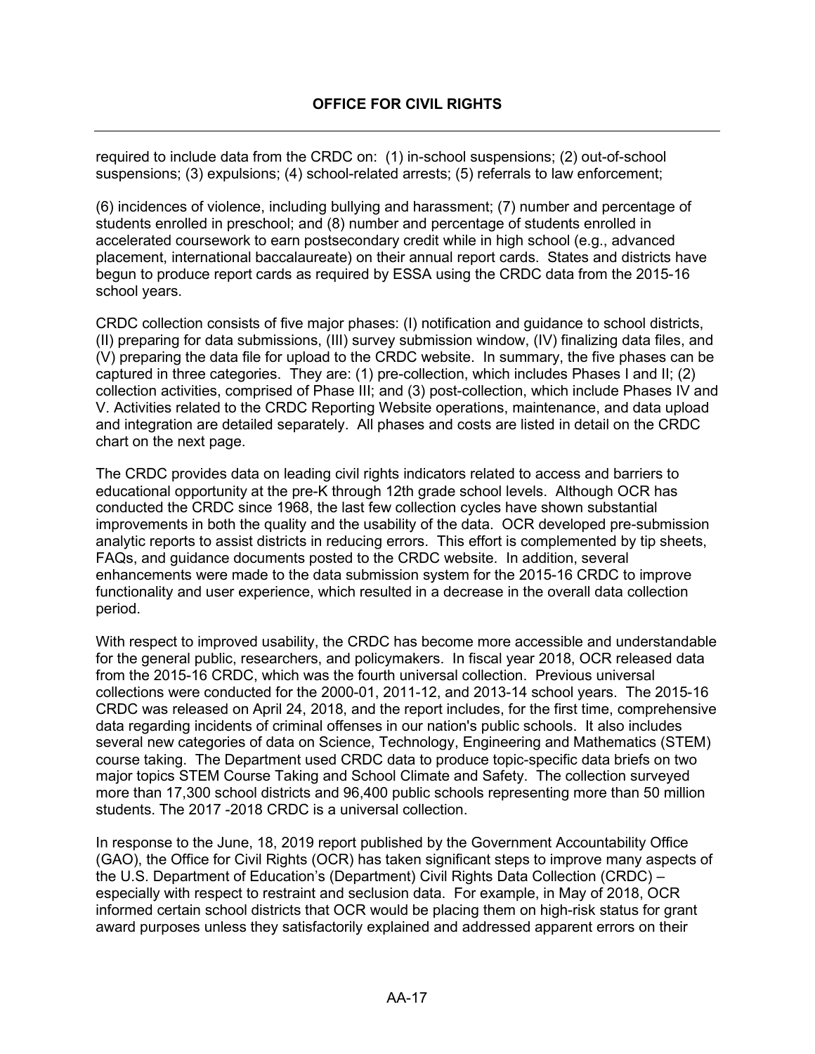required to include data from the CRDC on: (1) in-school suspensions; (2) out-of-school suspensions; (3) expulsions; (4) school-related arrests; (5) referrals to law enforcement;

(6) incidences of violence, including bullying and harassment; (7) number and percentage of students enrolled in preschool; and (8) number and percentage of students enrolled in accelerated coursework to earn postsecondary credit while in high school (e.g., advanced placement, international baccalaureate) on their annual report cards. States and districts have begun to produce report cards as required by ESSA using the CRDC data from the 2015-16 school years.

CRDC collection consists of five major phases: (I) notification and guidance to school districts, (II) preparing for data submissions, (III) survey submission window, (IV) finalizing data files, and (V) preparing the data file for upload to the CRDC website. In summary, the five phases can be captured in three categories. They are: (1) pre-collection, which includes Phases I and II; (2) collection activities, comprised of Phase III; and (3) post-collection, which include Phases IV and V. Activities related to the CRDC Reporting Website operations, maintenance, and data upload and integration are detailed separately. All phases and costs are listed in detail on the CRDC chart on the next page.

The CRDC provides data on leading civil rights indicators related to access and barriers to educational opportunity at the pre-K through 12th grade school levels. Although OCR has conducted the CRDC since 1968, the last few collection cycles have shown substantial improvements in both the quality and the usability of the data. OCR developed pre-submission analytic reports to assist districts in reducing errors. This effort is complemented by tip sheets, FAQs, and guidance documents posted to the CRDC website. In addition, several enhancements were made to the data submission system for the 2015-16 CRDC to improve functionality and user experience, which resulted in a decrease in the overall data collection period.

With respect to improved usability, the CRDC has become more accessible and understandable for the general public, researchers, and policymakers. In fiscal year 2018, OCR released data from the 2015-16 CRDC, which was the fourth universal collection. Previous universal collections were conducted for the 2000-01, 2011-12, and 2013-14 school years. The 2015-16 CRDC was released on April 24, 2018, and the report includes, for the first time, comprehensive data regarding incidents of criminal offenses in our nation's public schools. It also includes several new categories of data on Science, Technology, Engineering and Mathematics (STEM) course taking. The Department used CRDC data to produce topic-specific data briefs on two major topics STEM Course Taking and School Climate and Safety. The collection surveyed more than 17,300 school districts and 96,400 public schools representing more than 50 million students. The 2017 -2018 CRDC is a universal collection.

In response to the June, 18, 2019 report published by the Government Accountability Office (GAO), the Office for Civil Rights (OCR) has taken significant steps to improve many aspects of the U.S. Department of Education's (Department) Civil Rights Data Collection (CRDC) – especially with respect to restraint and seclusion data. For example, in May of 2018, OCR informed certain school districts that OCR would be placing them on high-risk status for grant award purposes unless they satisfactorily explained and addressed apparent errors on their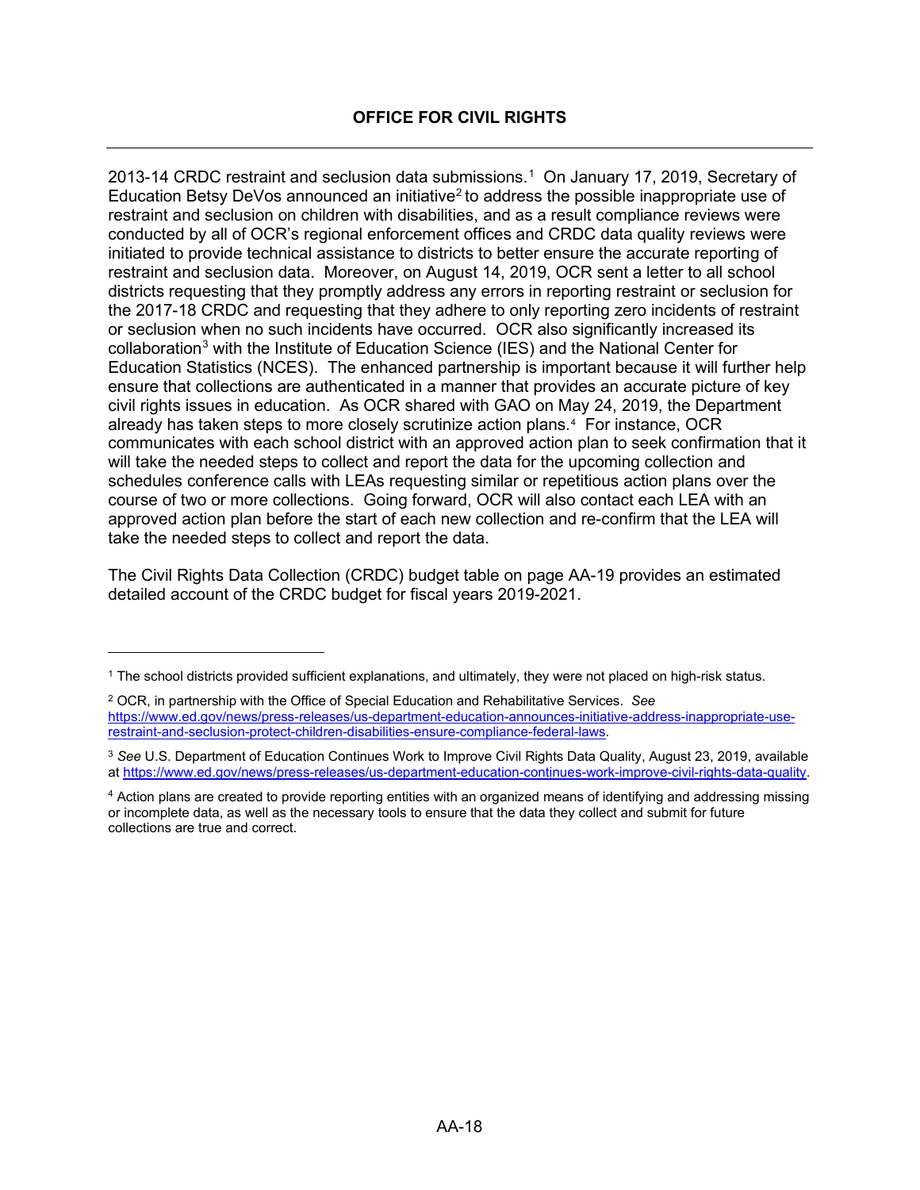2013-14 CRDC restraint and seclusion data submissions.[1] On January 17, 2019, Secretary of Education Betsy DeVos announced an initiative[2] to address the possible inappropriate use of restraint and seclusion on children with disabilities, and as a result compliance reviews were conducted by all of OCR's regional enforcement offices and CRDC data quality reviews were initiated to provide technical assistance to districts to better ensure the accurate reporting of restraint and seclusion data. Moreover, on August 14, 2019, OCR sent a letter to all school districts requesting that they promptly address any errors in reporting restraint or seclusion for the 2017-18 CRDC and requesting that they adhere to only reporting zero incidents of restraint or seclusion when no such incidents have occurred. OCR also significantly increased its collaboration[3] with the Institute of Education Science (IES) and the National Center for Education Statistics (NCES). The enhanced partnership is important because it will further help ensure that collections are authenticated in a manner that provides an accurate picture of key civil rights issues in education. As OCR shared with GAO on May 24, 2019, the Department already has taken steps to more closely scrutinize action plans.[4] For instance, OCR communicates with each school district with an approved action plan to seek confirmation that it will take the needed steps to collect and report the data for the upcoming collection and schedules conference calls with LEAs requesting similar or repetitious action plans over the course of two or more collections. Going forward, OCR will also contact each LEA with an approved action plan before the start of each new collection and re-confirm that the LEA will take the needed steps to collect and report the data.

The Civil Rights Data Collection (CRDC) budget table on page AA-19 provides an estimated detailed account of the CRDC budget for fiscal years 2019-2021.

---

[1] The school districts provided sufficient explanations, and ultimately, they were not placed on high-risk status.

[2] OCR, in partnership with the Office of Special Education and Rehabilitative Services. *See* https://www.ed.gov/news/press-releases/us-department-education-announces-initiative-address-inappropriate-use-restraint-and-seclusion-protect-children-disabilities-ensure-compliance-federal-laws.

[3] *See* U.S. Department of Education Continues Work to Improve Civil Rights Data Quality, August 23, 2019, available at https://www.ed.gov/news/press-releases/us-department-education-continues-work-improve-civil-rights-data-quality.

[4] Action plans are created to provide reporting entities with an organized means of identifying and addressing missing or incomplete data, as well as the necessary tools to ensure that the data they collect and submit for future collections are true and correct.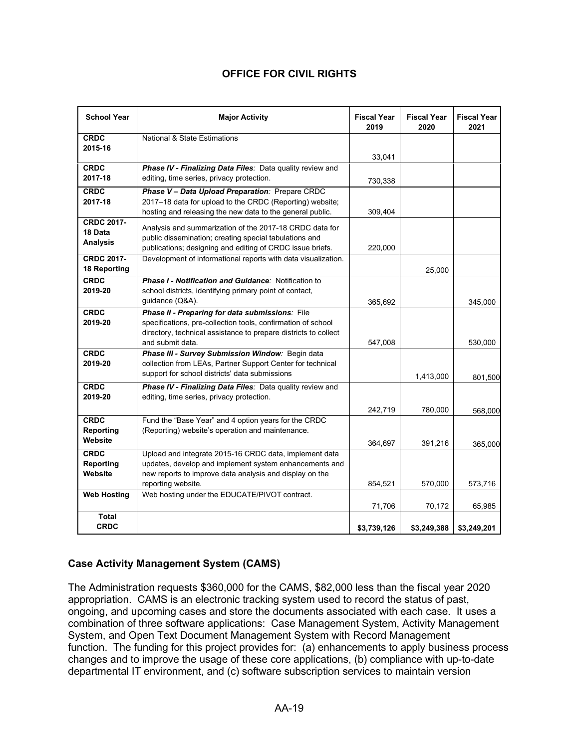| School Year | Major Activity | Fiscal Year 2019 | Fiscal Year 2020 | Fiscal Year 2021 |
|---|---|---|---|---|
| **CRDC 2015-16** | National & State Estimations | 33,041 | | |
| **CRDC 2017-18** | ***Phase IV - Finalizing Data Files:*** Data quality review and editing, time series, privacy protection. | 730,338 | | |
| **CRDC 2017-18** | ***Phase V – Data Upload Preparation:*** Prepare CRDC 2017–18 data for upload to the CRDC (Reporting) website; hosting and releasing the new data to the general public. | 309,404 | | |
| **CRDC 2017-18 Data Analysis** | Analysis and summarization of the 2017-18 CRDC data for public dissemination; creating special tabulations and publications; designing and editing of CRDC issue briefs. | 220,000 | | |
| **CRDC 2017-18 Reporting** | Development of informational reports with data visualization. | | 25,000 | |
| **CRDC 2019-20** | ***Phase I - Notification and Guidance:*** Notification to school districts, identifying primary point of contact, guidance (Q&A). | 365,692 | | 345,000 |
| **CRDC 2019-20** | ***Phase II - Preparing for data submissions:*** File specifications, pre-collection tools, confirmation of school directory, technical assistance to prepare districts to collect and submit data. | 547,008 | | 530,000 |
| **CRDC 2019-20** | ***Phase III - Survey Submission Window:*** Begin data collection from LEAs, Partner Support Center for technical support for school districts' data submissions | | 1,413,000 | 801,500 |
| **CRDC 2019-20** | ***Phase IV - Finalizing Data Files:*** Data quality review and editing, time series, privacy protection. | 242,719 | 780,000 | 568,000 |
| **CRDC Reporting Website** | Fund the "Base Year" and 4 option years for the CRDC (Reporting) website's operation and maintenance. | 364,697 | 391,216 | 365,000 |
| **CRDC Reporting Website** | Upload and integrate 2015-16 CRDC data, implement data updates, develop and implement system enhancements and new reports to improve data analysis and display on the reporting website. | 854,521 | 570,000 | 573,716 |
| **Web Hosting** | Web hosting under the EDUCATE/PIVOT contract. | 71,706 | 70,172 | 65,985 |
| **Total CRDC** | | **\$3,739,126** | **\$3,249,388** | **\$3,249,201** |

### Case Activity Management System (CAMS)

The Administration requests $360,000 for the CAMS, $82,000 less than the fiscal year 2020 appropriation. CAMS is an electronic tracking system used to record the status of past, ongoing, and upcoming cases and store the documents associated with each case. It uses a combination of three software applications: Case Management System, Activity Management System, and Open Text Document Management System with Record Management function. The funding for this project provides for: (a) enhancements to apply business process changes and to improve the usage of these core applications, (b) compliance with up-to-date departmental IT environment, and (c) software subscription services to maintain version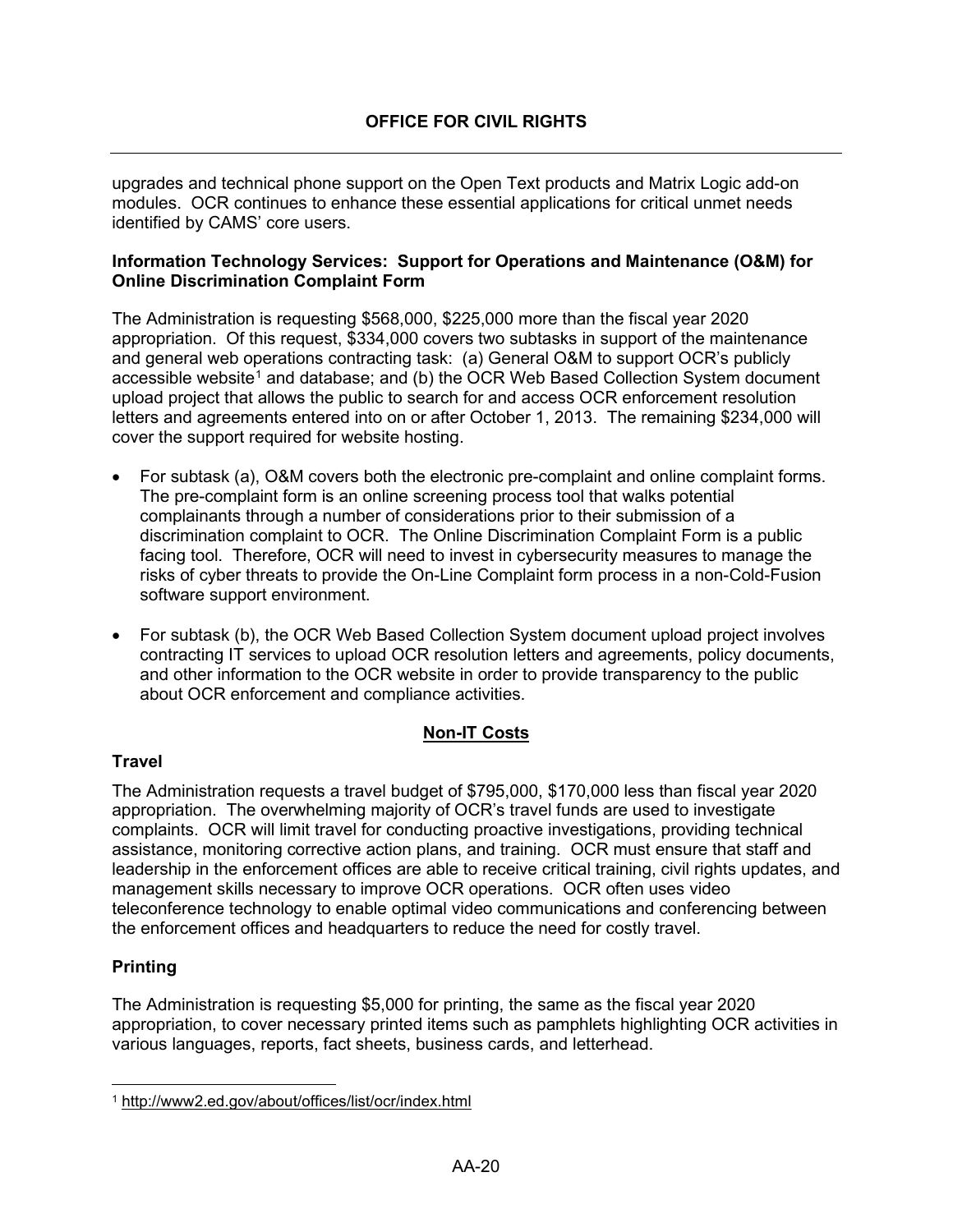upgrades and technical phone support on the Open Text products and Matrix Logic add-on modules. OCR continues to enhance these essential applications for critical unmet needs identified by CAMS' core users.

**Information Technology Services: Support for Operations and Maintenance (O&M) for Online Discrimination Complaint Form**

The Administration is requesting $568,000, $225,000 more than the fiscal year 2020 appropriation. Of this request, $334,000 covers two subtasks in support of the maintenance and general web operations contracting task: (a) General O&M to support OCR's publicly accessible website[1] and database; and (b) the OCR Web Based Collection System document upload project that allows the public to search for and access OCR enforcement resolution letters and agreements entered into on or after October 1, 2013. The remaining $234,000 will cover the support required for website hosting.

- For subtask (a), O&M covers both the electronic pre-complaint and online complaint forms. The pre-complaint form is an online screening process tool that walks potential complainants through a number of considerations prior to their submission of a discrimination complaint to OCR. The Online Discrimination Complaint Form is a public facing tool. Therefore, OCR will need to invest in cybersecurity measures to manage the risks of cyber threats to provide the On-Line Complaint form process in a non-Cold-Fusion software support environment.

- For subtask (b), the OCR Web Based Collection System document upload project involves contracting IT services to upload OCR resolution letters and agreements, policy documents, and other information to the OCR website in order to provide transparency to the public about OCR enforcement and compliance activities.

## Non-IT Costs

### Travel

The Administration requests a travel budget of $795,000, $170,000 less than fiscal year 2020 appropriation. The overwhelming majority of OCR's travel funds are used to investigate complaints. OCR will limit travel for conducting proactive investigations, providing technical assistance, monitoring corrective action plans, and training. OCR must ensure that staff and leadership in the enforcement offices are able to receive critical training, civil rights updates, and management skills necessary to improve OCR operations. OCR often uses video teleconference technology to enable optimal video communications and conferencing between the enforcement offices and headquarters to reduce the need for costly travel.

### Printing

The Administration is requesting $5,000 for printing, the same as the fiscal year 2020 appropriation, to cover necessary printed items such as pamphlets highlighting OCR activities in various languages, reports, fact sheets, business cards, and letterhead.

---

[1] http://www2.ed.gov/about/offices/list/ocr/index.html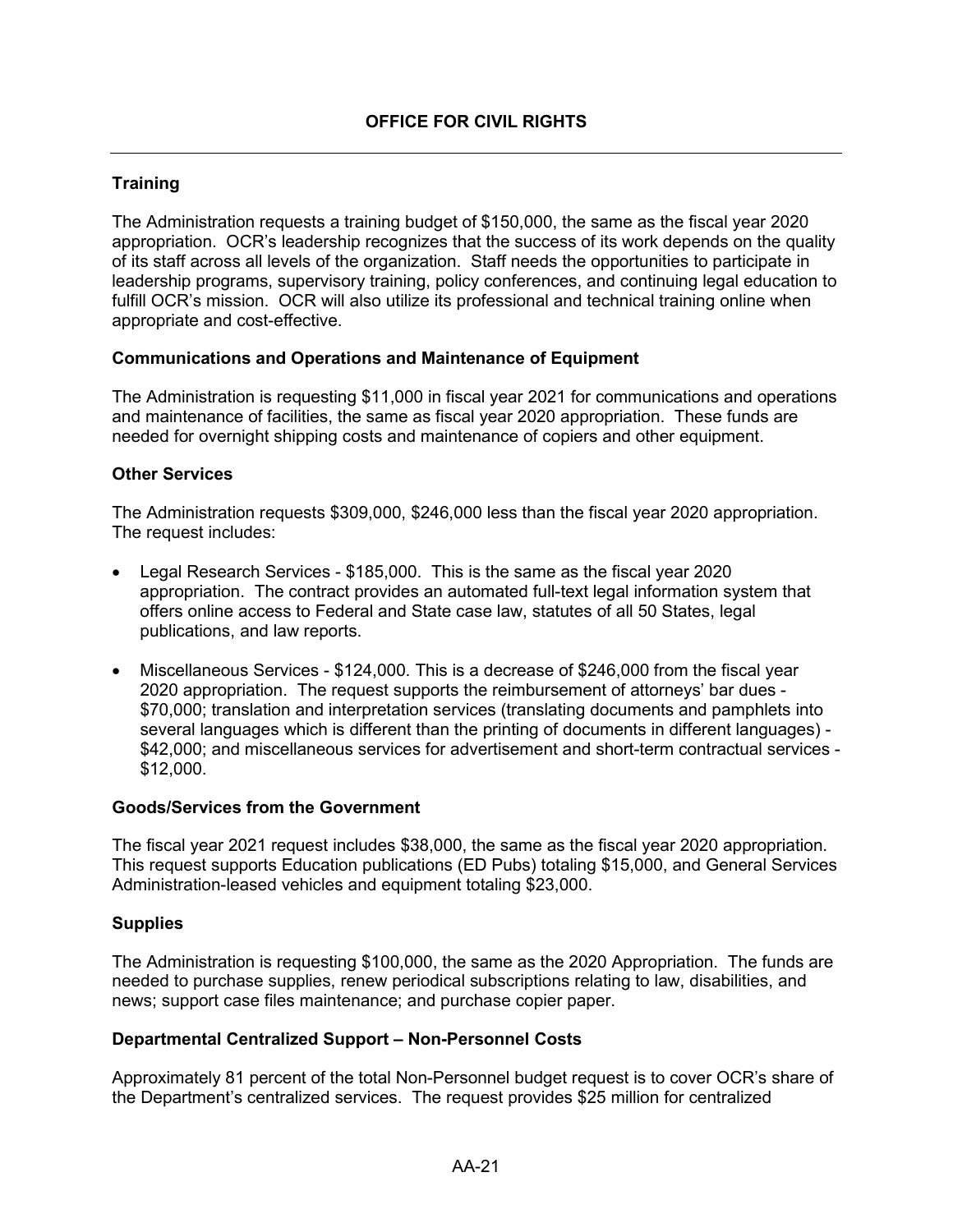## OFFICE FOR CIVIL RIGHTS

### Training

The Administration requests a training budget of $150,000, the same as the fiscal year 2020 appropriation. OCR's leadership recognizes that the success of its work depends on the quality of its staff across all levels of the organization. Staff needs the opportunities to participate in leadership programs, supervisory training, policy conferences, and continuing legal education to fulfill OCR's mission. OCR will also utilize its professional and technical training online when appropriate and cost-effective.

### Communications and Operations and Maintenance of Equipment

The Administration is requesting $11,000 in fiscal year 2021 for communications and operations and maintenance of facilities, the same as fiscal year 2020 appropriation. These funds are needed for overnight shipping costs and maintenance of copiers and other equipment.

### Other Services

The Administration requests $309,000, $246,000 less than the fiscal year 2020 appropriation. The request includes:

- Legal Research Services - $185,000. This is the same as the fiscal year 2020 appropriation. The contract provides an automated full-text legal information system that offers online access to Federal and State case law, statutes of all 50 States, legal publications, and law reports.
- Miscellaneous Services - $124,000. This is a decrease of $246,000 from the fiscal year 2020 appropriation. The request supports the reimbursement of attorneys' bar dues - $70,000; translation and interpretation services (translating documents and pamphlets into several languages which is different than the printing of documents in different languages) - $42,000; and miscellaneous services for advertisement and short-term contractual services - $12,000.

### Goods/Services from the Government

The fiscal year 2021 request includes $38,000, the same as the fiscal year 2020 appropriation. This request supports Education publications (ED Pubs) totaling $15,000, and General Services Administration-leased vehicles and equipment totaling $23,000.

### Supplies

The Administration is requesting $100,000, the same as the 2020 Appropriation. The funds are needed to purchase supplies, renew periodical subscriptions relating to law, disabilities, and news; support case files maintenance; and purchase copier paper.

### Departmental Centralized Support – Non-Personnel Costs

Approximately 81 percent of the total Non-Personnel budget request is to cover OCR's share of the Department's centralized services. The request provides $25 million for centralized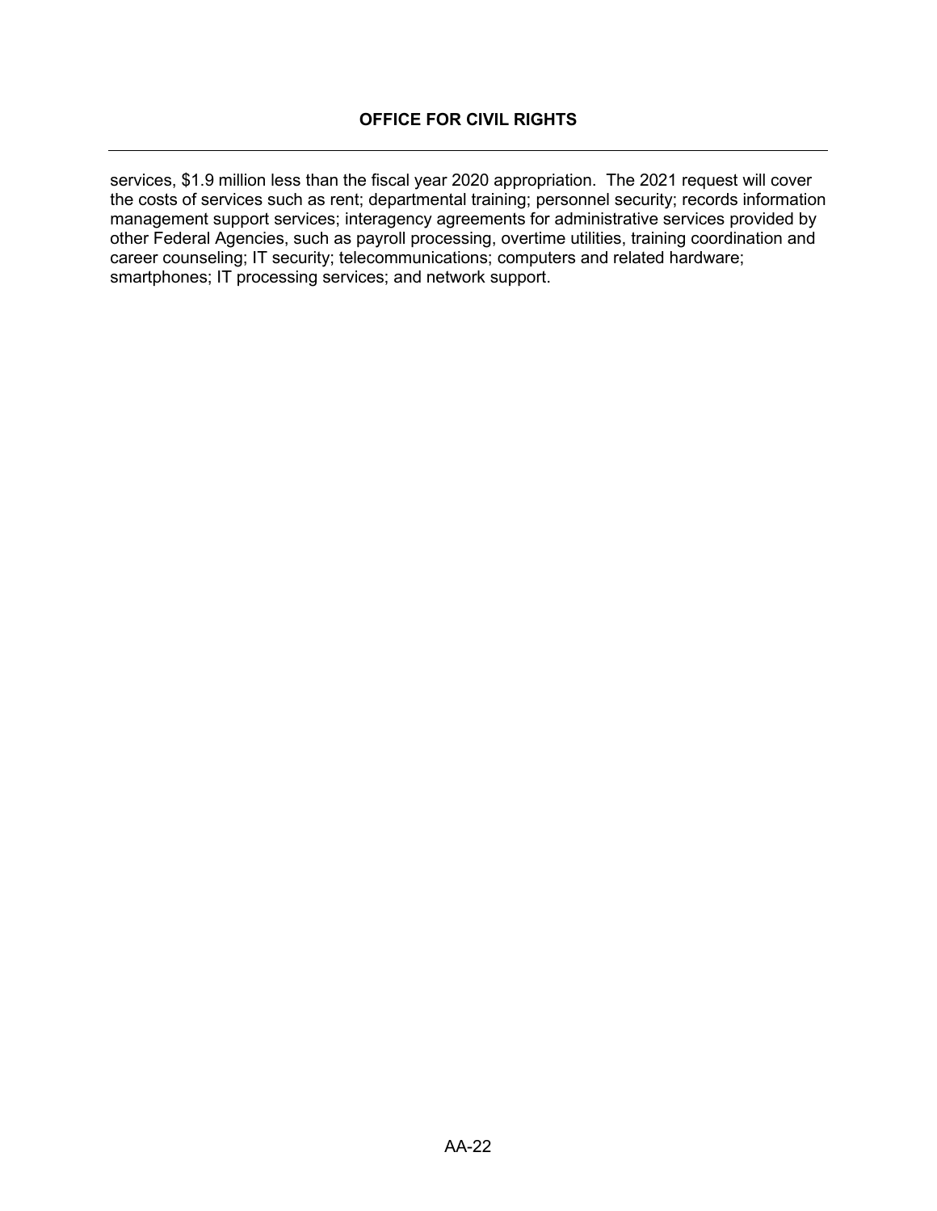services, $1.9 million less than the fiscal year 2020 appropriation. The 2021 request will cover the costs of services such as rent; departmental training; personnel security; records information management support services; interagency agreements for administrative services provided by other Federal Agencies, such as payroll processing, overtime utilities, training coordination and career counseling; IT security; telecommunications; computers and related hardware; smartphones; IT processing services; and network support.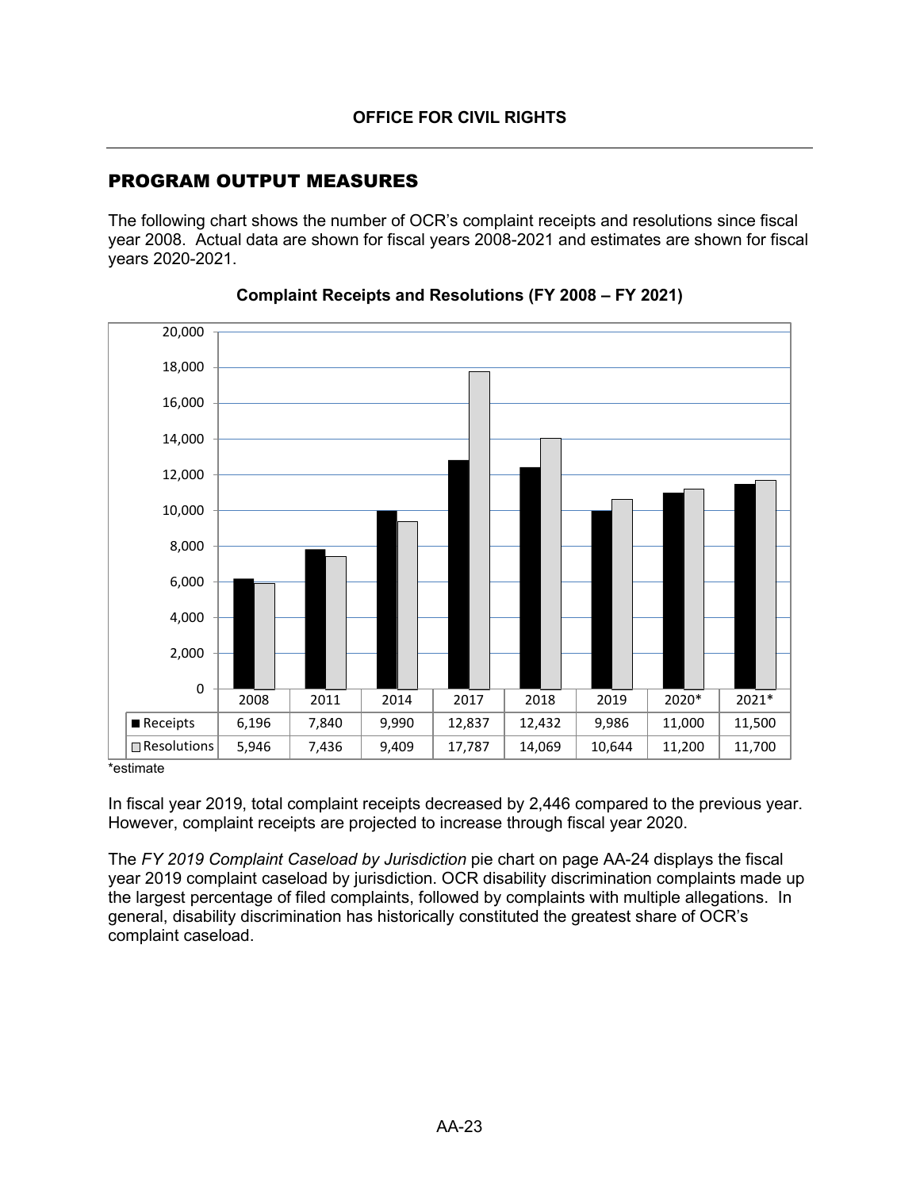## PROGRAM OUTPUT MEASURES

The following chart shows the number of OCR's complaint receipts and resolutions since fiscal year 2008. Actual data are shown for fiscal years 2008-2021 and estimates are shown for fiscal years 2020-2021.

**Complaint Receipts and Resolutions (FY 2008 – FY 2021)**

20,000
18,000
16,000
14,000
12,000
10,000
8,000
6,000
4,000
2,000
0

2008 2011 2014 2017 2018 2019 2020* 2021*

Receipts 6,196 7,840 9,990 12,837 12,432 9,986 11,000 11,500

Resolutions 5,946 7,436 9,409 17,787 14,069 10,644 11,200 11,700

*estimate

In fiscal year 2019, total complaint receipts decreased by 2,446 compared to the previous year. However, complaint receipts are projected to increase through fiscal year 2020.

The *FY 2019 Complaint Caseload by Jurisdiction* pie chart on page AA-24 displays the fiscal year 2019 complaint caseload by jurisdiction. OCR disability discrimination complaints made up the largest percentage of filed complaints, followed by complaints with multiple allegations. In general, disability discrimination has historically constituted the greatest share of OCR's complaint caseload.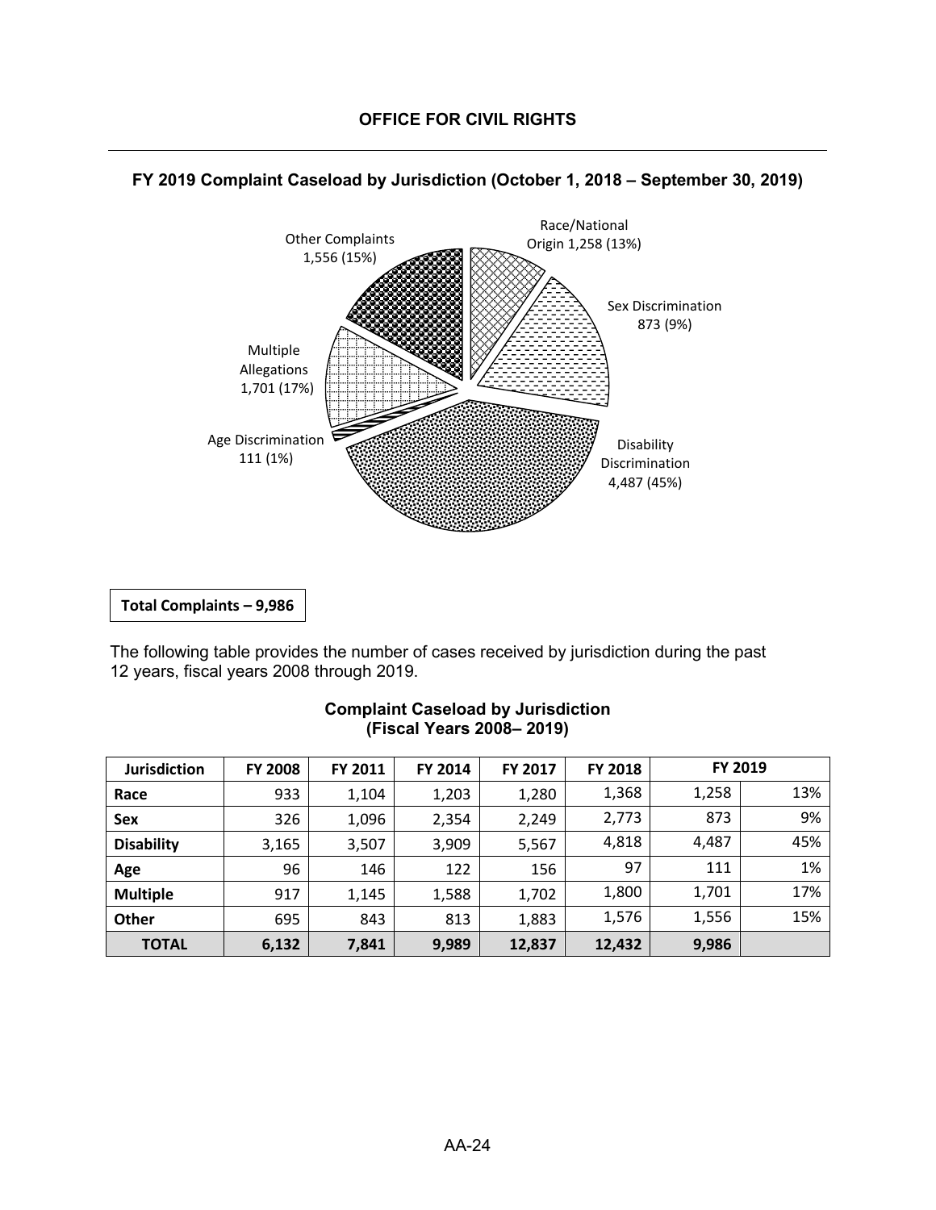## OFFICE FOR CIVIL RIGHTS

### FY 2019 Complaint Caseload by Jurisdiction (October 1, 2018 – September 30, 2019)

Race/National Origin 1,258 (13%)

Sex Discrimination 873 (9%)

Disability Discrimination 4,487 (45%)

Age Discrimination 111 (1%)

Multiple Allegations 1,701 (17%)

Other Complaints 1,556 (15%)

**Total Complaints – 9,986**

The following table provides the number of cases received by jurisdiction during the past 12 years, fiscal years 2008 through 2019.

**Complaint Caseload by Jurisdiction (Fiscal Years 2008– 2019)**

| Jurisdiction | FY 2008 | FY 2011 | FY 2014 | FY 2017 | FY 2018 | FY 2019 | |
|---|---|---|---|---|---|---|---|
| **Race** | 933 | 1,104 | 1,203 | 1,280 | 1,368 | 1,258 | 13% |
| **Sex** | 326 | 1,096 | 2,354 | 2,249 | 2,773 | 873 | 9% |
| **Disability** | 3,165 | 3,507 | 3,909 | 5,567 | 4,818 | 4,487 | 45% |
| **Age** | 96 | 146 | 122 | 156 | 97 | 111 | 1% |
| **Multiple** | 917 | 1,145 | 1,588 | 1,702 | 1,800 | 1,701 | 17% |
| **Other** | 695 | 843 | 813 | 1,883 | 1,576 | 1,556 | 15% |
| **TOTAL** | **6,132** | **7,841** | **9,989** | **12,837** | **12,432** | **9,986** | |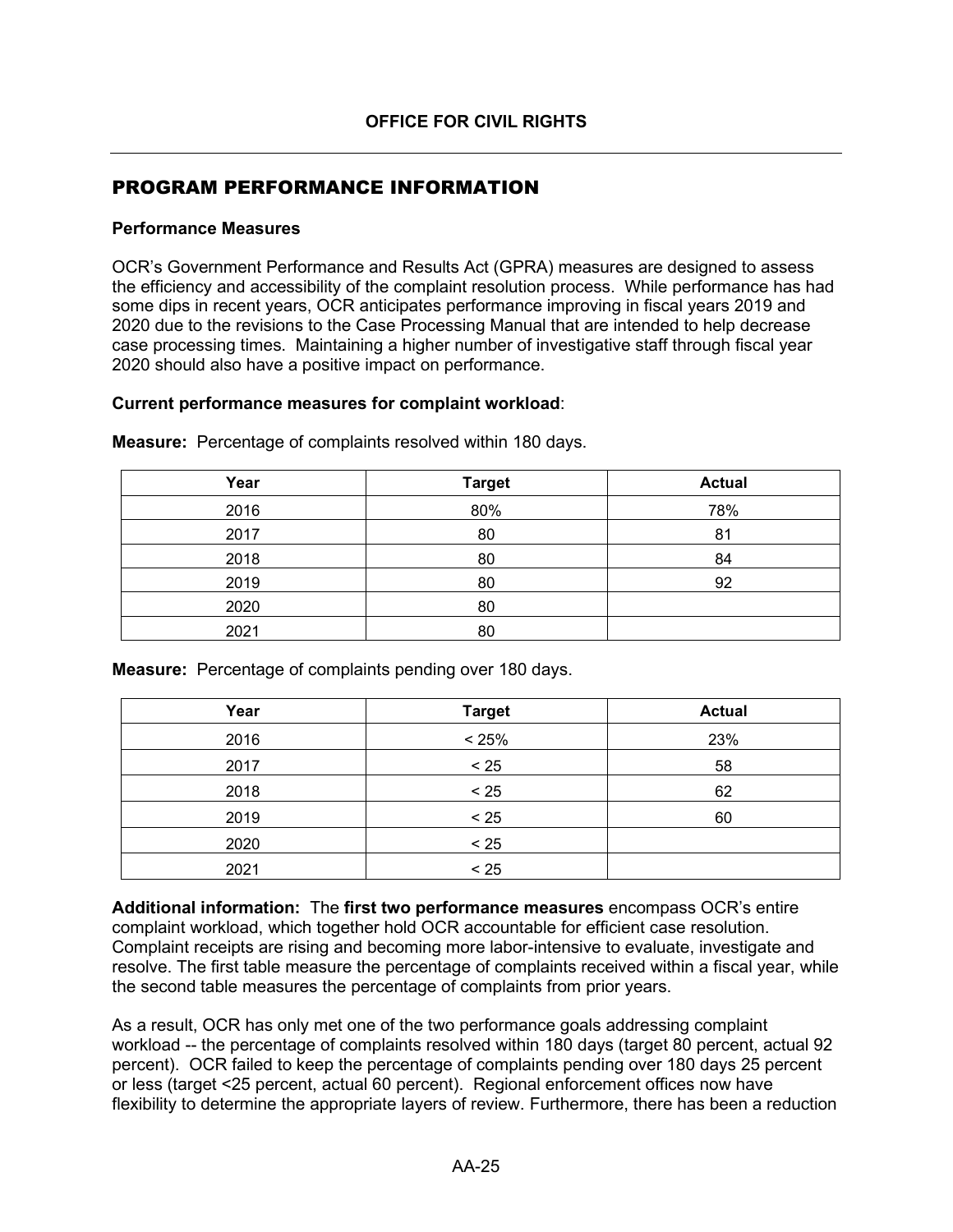## OFFICE FOR CIVIL RIGHTS

## PROGRAM PERFORMANCE INFORMATION

### Performance Measures

OCR's Government Performance and Results Act (GPRA) measures are designed to assess the efficiency and accessibility of the complaint resolution process. While performance has had some dips in recent years, OCR anticipates performance improving in fiscal years 2019 and 2020 due to the revisions to the Case Processing Manual that are intended to help decrease case processing times. Maintaining a higher number of investigative staff through fiscal year 2020 should also have a positive impact on performance.

**Current performance measures for complaint workload**:

**Measure:** Percentage of complaints resolved within 180 days.

| Year | Target | Actual |
|---|---|---|
| 2016 | 80% | 78% |
| 2017 | 80 | 81 |
| 2018 | 80 | 84 |
| 2019 | 80 | 92 |
| 2020 | 80 | |
| 2021 | 80 | |

**Measure:** Percentage of complaints pending over 180 days.

| Year | Target | Actual |
|---|---|---|
| 2016 | < 25% | 23% |
| 2017 | < 25 | 58 |
| 2018 | < 25 | 62 |
| 2019 | < 25 | 60 |
| 2020 | < 25 | |
| 2021 | < 25 | |

**Additional information:** The **first two performance measures** encompass OCR's entire complaint workload, which together hold OCR accountable for efficient case resolution. Complaint receipts are rising and becoming more labor-intensive to evaluate, investigate and resolve. The first table measure the percentage of complaints received within a fiscal year, while the second table measures the percentage of complaints from prior years.

As a result, OCR has only met one of the two performance goals addressing complaint workload -- the percentage of complaints resolved within 180 days (target 80 percent, actual 92 percent). OCR failed to keep the percentage of complaints pending over 180 days 25 percent or less (target <25 percent, actual 60 percent). Regional enforcement offices now have flexibility to determine the appropriate layers of review. Furthermore, there has been a reduction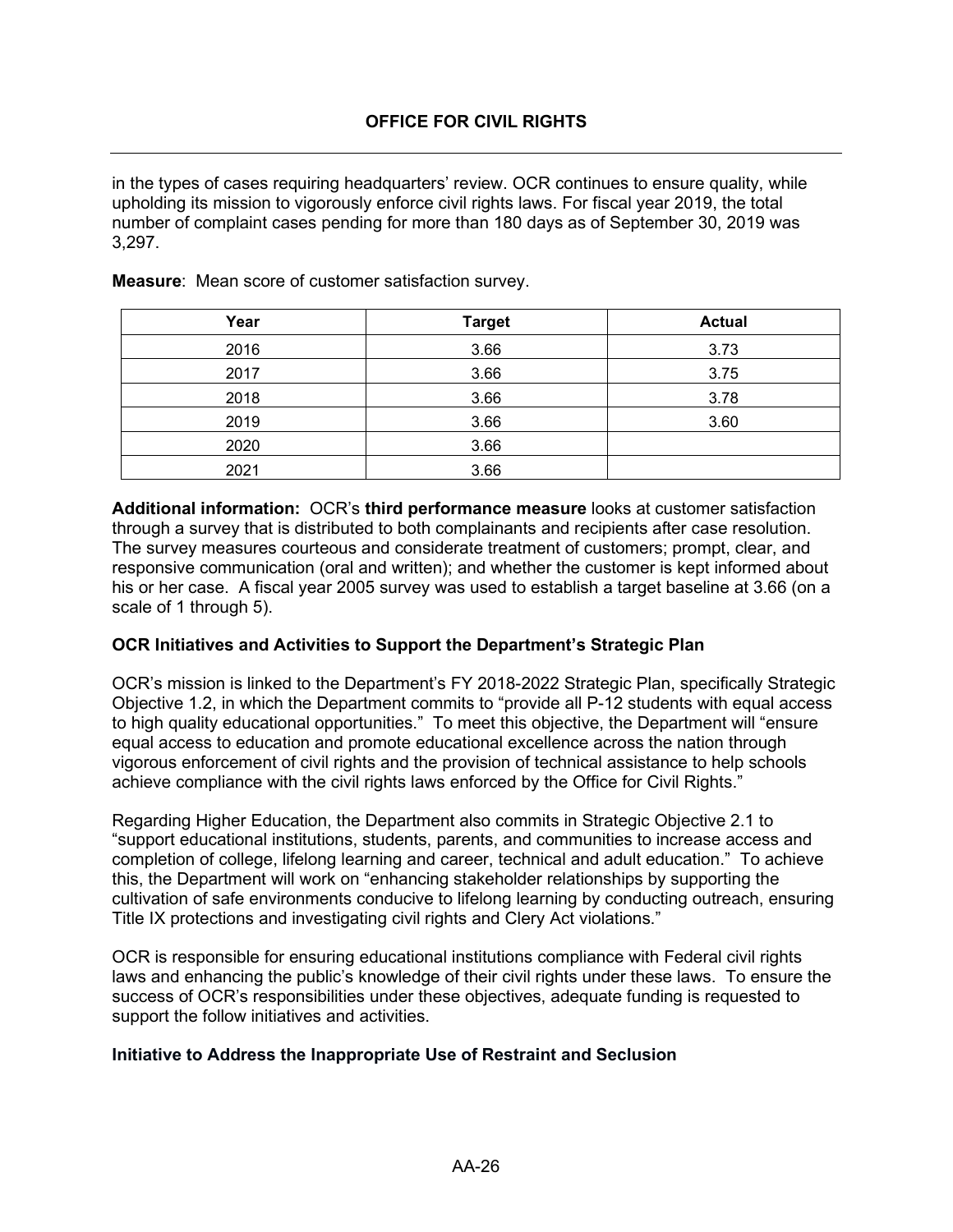in the types of cases requiring headquarters' review. OCR continues to ensure quality, while upholding its mission to vigorously enforce civil rights laws. For fiscal year 2019, the total number of complaint cases pending for more than 180 days as of September 30, 2019 was 3,297.

**Measure**: Mean score of customer satisfaction survey.

| Year | Target | Actual |
|---|---|---|
| 2016 | 3.66 | 3.73 |
| 2017 | 3.66 | 3.75 |
| 2018 | 3.66 | 3.78 |
| 2019 | 3.66 | 3.60 |
| 2020 | 3.66 | |
| 2021 | 3.66 | |

**Additional information:** OCR's **third performance measure** looks at customer satisfaction through a survey that is distributed to both complainants and recipients after case resolution. The survey measures courteous and considerate treatment of customers; prompt, clear, and responsive communication (oral and written); and whether the customer is kept informed about his or her case. A fiscal year 2005 survey was used to establish a target baseline at 3.66 (on a scale of 1 through 5).

### OCR Initiatives and Activities to Support the Department's Strategic Plan

OCR's mission is linked to the Department's FY 2018-2022 Strategic Plan, specifically Strategic Objective 1.2, in which the Department commits to "provide all P-12 students with equal access to high quality educational opportunities." To meet this objective, the Department will "ensure equal access to education and promote educational excellence across the nation through vigorous enforcement of civil rights and the provision of technical assistance to help schools achieve compliance with the civil rights laws enforced by the Office for Civil Rights."

Regarding Higher Education, the Department also commits in Strategic Objective 2.1 to "support educational institutions, students, parents, and communities to increase access and completion of college, lifelong learning and career, technical and adult education." To achieve this, the Department will work on "enhancing stakeholder relationships by supporting the cultivation of safe environments conducive to lifelong learning by conducting outreach, ensuring Title IX protections and investigating civil rights and Clery Act violations."

OCR is responsible for ensuring educational institutions compliance with Federal civil rights laws and enhancing the public's knowledge of their civil rights under these laws. To ensure the success of OCR's responsibilities under these objectives, adequate funding is requested to support the follow initiatives and activities.

### Initiative to Address the Inappropriate Use of Restraint and Seclusion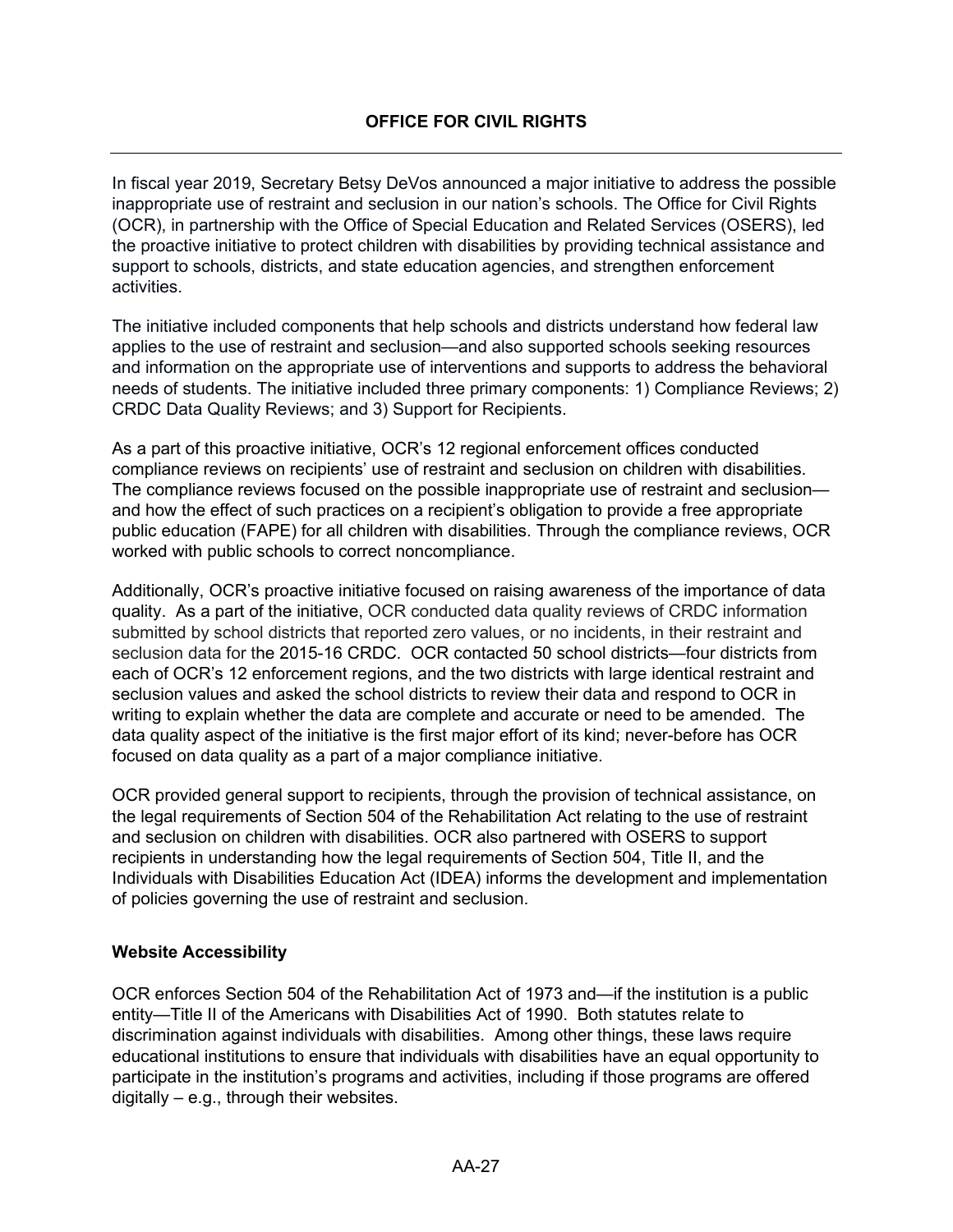## OFFICE FOR CIVIL RIGHTS

In fiscal year 2019, Secretary Betsy DeVos announced a major initiative to address the possible inappropriate use of restraint and seclusion in our nation's schools. The Office for Civil Rights (OCR), in partnership with the Office of Special Education and Related Services (OSERS), led the proactive initiative to protect children with disabilities by providing technical assistance and support to schools, districts, and state education agencies, and strengthen enforcement activities.

The initiative included components that help schools and districts understand how federal law applies to the use of restraint and seclusion—and also supported schools seeking resources and information on the appropriate use of interventions and supports to address the behavioral needs of students. The initiative included three primary components: 1) Compliance Reviews; 2) CRDC Data Quality Reviews; and 3) Support for Recipients.

As a part of this proactive initiative, OCR's 12 regional enforcement offices conducted compliance reviews on recipients' use of restraint and seclusion on children with disabilities. The compliance reviews focused on the possible inappropriate use of restraint and seclusion—and how the effect of such practices on a recipient's obligation to provide a free appropriate public education (FAPE) for all children with disabilities. Through the compliance reviews, OCR worked with public schools to correct noncompliance.

Additionally, OCR's proactive initiative focused on raising awareness of the importance of data quality. As a part of the initiative, OCR conducted data quality reviews of CRDC information submitted by school districts that reported zero values, or no incidents, in their restraint and seclusion data for the 2015-16 CRDC. OCR contacted 50 school districts—four districts from each of OCR's 12 enforcement regions, and the two districts with large identical restraint and seclusion values and asked the school districts to review their data and respond to OCR in writing to explain whether the data are complete and accurate or need to be amended. The data quality aspect of the initiative is the first major effort of its kind; never-before has OCR focused on data quality as a part of a major compliance initiative.

OCR provided general support to recipients, through the provision of technical assistance, on the legal requirements of Section 504 of the Rehabilitation Act relating to the use of restraint and seclusion on children with disabilities. OCR also partnered with OSERS to support recipients in understanding how the legal requirements of Section 504, Title II, and the Individuals with Disabilities Education Act (IDEA) informs the development and implementation of policies governing the use of restraint and seclusion.

### Website Accessibility

OCR enforces Section 504 of the Rehabilitation Act of 1973 and—if the institution is a public entity—Title II of the Americans with Disabilities Act of 1990. Both statutes relate to discrimination against individuals with disabilities. Among other things, these laws require educational institutions to ensure that individuals with disabilities have an equal opportunity to participate in the institution's programs and activities, including if those programs are offered digitally – e.g., through their websites.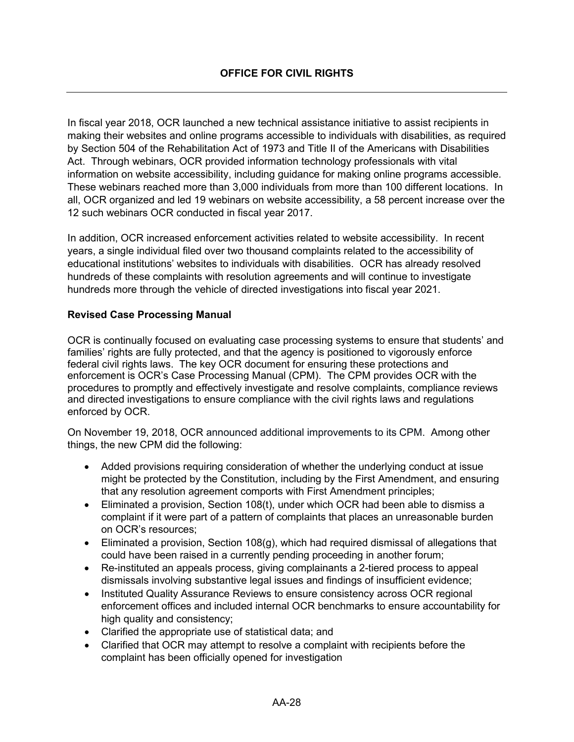## OFFICE FOR CIVIL RIGHTS

In fiscal year 2018, OCR launched a new technical assistance initiative to assist recipients in making their websites and online programs accessible to individuals with disabilities, as required by Section 504 of the Rehabilitation Act of 1973 and Title II of the Americans with Disabilities Act. Through webinars, OCR provided information technology professionals with vital information on website accessibility, including guidance for making online programs accessible. These webinars reached more than 3,000 individuals from more than 100 different locations. In all, OCR organized and led 19 webinars on website accessibility, a 58 percent increase over the 12 such webinars OCR conducted in fiscal year 2017.

In addition, OCR increased enforcement activities related to website accessibility. In recent years, a single individual filed over two thousand complaints related to the accessibility of educational institutions' websites to individuals with disabilities. OCR has already resolved hundreds of these complaints with resolution agreements and will continue to investigate hundreds more through the vehicle of directed investigations into fiscal year 2021.

**Revised Case Processing Manual**

OCR is continually focused on evaluating case processing systems to ensure that students' and families' rights are fully protected, and that the agency is positioned to vigorously enforce federal civil rights laws. The key OCR document for ensuring these protections and enforcement is OCR's Case Processing Manual (CPM). The CPM provides OCR with the procedures to promptly and effectively investigate and resolve complaints, compliance reviews and directed investigations to ensure compliance with the civil rights laws and regulations enforced by OCR.

On November 19, 2018, OCR announced additional improvements to its CPM. Among other things, the new CPM did the following:

- Added provisions requiring consideration of whether the underlying conduct at issue might be protected by the Constitution, including by the First Amendment, and ensuring that any resolution agreement comports with First Amendment principles;
- Eliminated a provision, Section 108(t), under which OCR had been able to dismiss a complaint if it were part of a pattern of complaints that places an unreasonable burden on OCR's resources;
- Eliminated a provision, Section 108(g), which had required dismissal of allegations that could have been raised in a currently pending proceeding in another forum;
- Re-instituted an appeals process, giving complainants a 2-tiered process to appeal dismissals involving substantive legal issues and findings of insufficient evidence;
- Instituted Quality Assurance Reviews to ensure consistency across OCR regional enforcement offices and included internal OCR benchmarks to ensure accountability for high quality and consistency;
- Clarified the appropriate use of statistical data; and
- Clarified that OCR may attempt to resolve a complaint with recipients before the complaint has been officially opened for investigation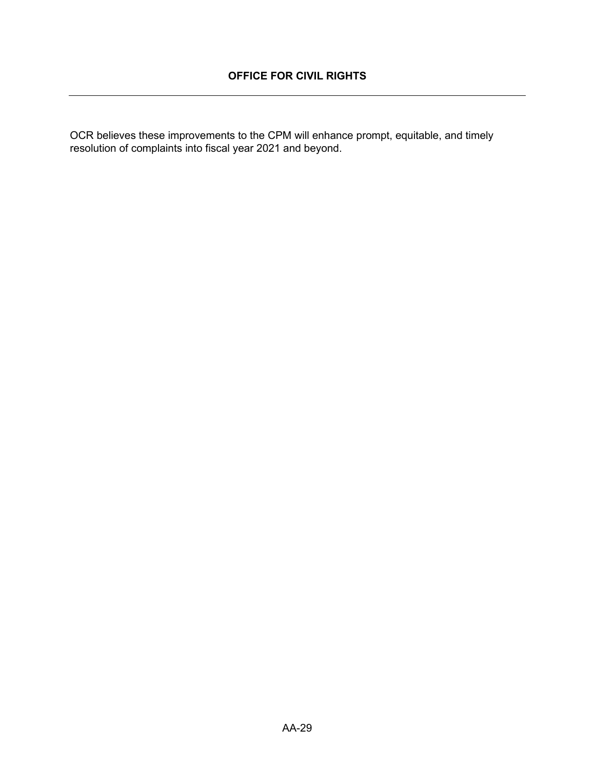OCR believes these improvements to the CPM will enhance prompt, equitable, and timely resolution of complaints into fiscal year 2021 and beyond.